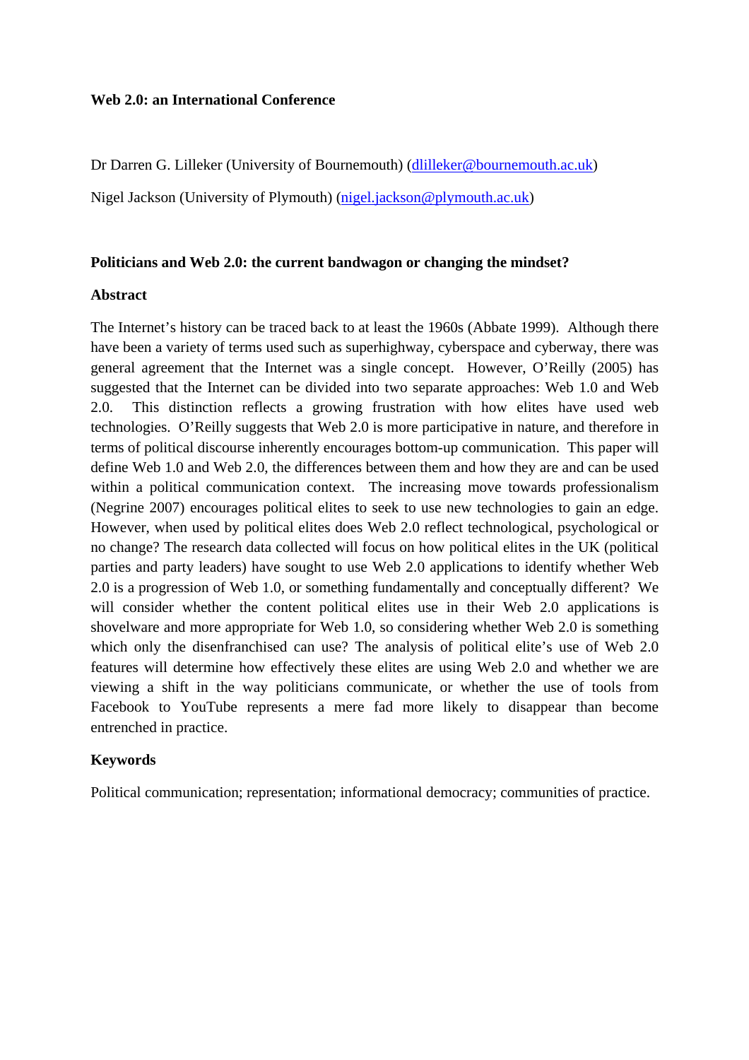**Web 2.0: an International Conference**

Dr Darren G. Lilleker (University of Bournemouth) (dlilleker@bournemouth.ac.uk)

Nigel Jackson (University of Plymouth) (nigel.jackson@plymouth.ac.uk)

**Politicians and Web 2.0: the current bandwagon or changing the mindset?**

**Abstract**

The Internet's history can be traced back to at least the 1960s (Abbate 1999). Although there have been a variety of terms used such as superhighway, cyberspace and cyberway, there was general agreement that the Internet was a single concept. However, O'Reilly (2005) has suggested that the Internet can be divided into two separate approaches: Web 1.0 and Web 2.0. This distinction reflects a growing frustration with how elites have used web technologies. O'Reilly suggests that Web 2.0 is more participative in nature, and therefore in terms of political discourse inherently encourages bottom-up communication. This paper will define Web 1.0 and Web 2.0, the differences between them and how they are and can be used within a political communication context. The increasing move towards professionalism (Negrine 2007) encourages political elites to seek to use new technologies to gain an edge. However, when used by political elites does Web 2.0 reflect technological, psychological or no change? The research data collected will focus on how political elites in the UK (political parties and party leaders) have sought to use Web 2.0 applications to identify whether Web 2.0 is a progression of Web 1.0, or something fundamentally and conceptually different? We will consider whether the content political elites use in their Web 2.0 applications is shovelware and more appropriate for Web 1.0, so considering whether Web 2.0 is something which only the disenfranchised can use? The analysis of political elite's use of Web 2.0 features will determine how effectively these elites are using Web 2.0 and whether we are viewing a shift in the way politicians communicate, or whether the use of tools from Facebook to YouTube represents a mere fad more likely to disappear than become entrenched in practice.

**Keywords**

Political communication; representation; informational democracy; communities of practice.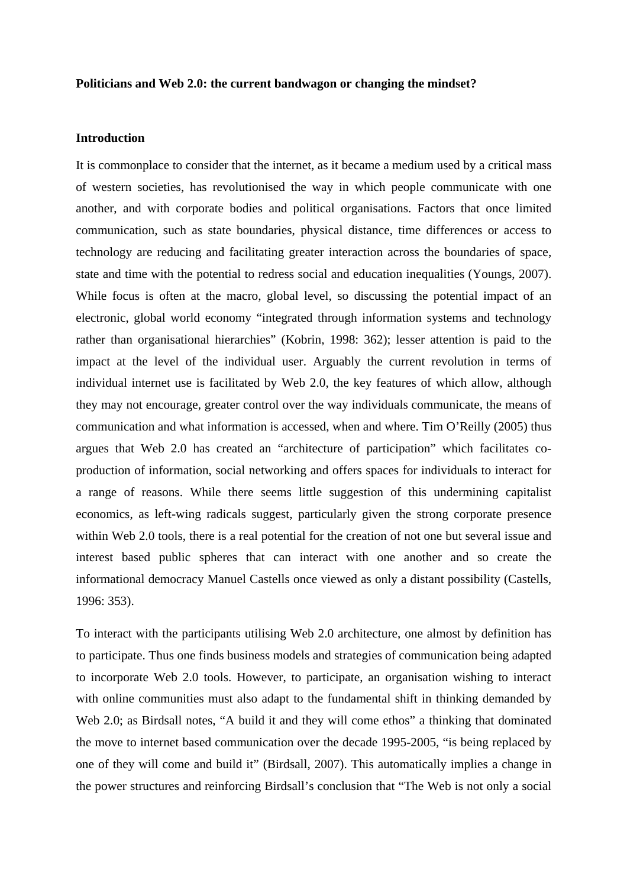**Politicians and Web 2.0: the current bandwagon or changing the mindset?**

**Introduction**

It is commonplace to consider that the internet, as it became a medium used by a critical mass of western societies, has revolutionised the way in which people communicate with one another, and with corporate bodies and political organisations. Factors that once limited communication, such as state boundaries, physical distance, time differences or access to technology are reducing and facilitating greater interaction across the boundaries of space, state and time with the potential to redress social and education inequalities (Youngs, 2007). While focus is often at the macro, global level, so discussing the potential impact of an electronic, global world economy "integrated through information systems and technology rather than organisational hierarchies" (Kobrin, 1998: 362); lesser attention is paid to the impact at the level of the individual user. Arguably the current revolution in terms of individual internet use is facilitated by Web 2.0, the key features of which allow, although they may not encourage, greater control over the way individuals communicate, the means of communication and what information is accessed, when and where. Tim O'Reilly (2005) thus argues that Web 2.0 has created an "architecture of participation" which facilitates co-production of information, social networking and offers spaces for individuals to interact for a range of reasons. While there seems little suggestion of this undermining capitalist economics, as left-wing radicals suggest, particularly given the strong corporate presence within Web 2.0 tools, there is a real potential for the creation of not one but several issue and interest based public spheres that can interact with one another and so create the informational democracy Manuel Castells once viewed as only a distant possibility (Castells, 1996: 353).

To interact with the participants utilising Web 2.0 architecture, one almost by definition has to participate. Thus one finds business models and strategies of communication being adapted to incorporate Web 2.0 tools. However, to participate, an organisation wishing to interact with online communities must also adapt to the fundamental shift in thinking demanded by Web 2.0; as Birdsall notes, "A build it and they will come ethos" a thinking that dominated the move to internet based communication over the decade 1995-2005, "is being replaced by one of they will come and build it" (Birdsall, 2007). This automatically implies a change in the power structures and reinforcing Birdsall's conclusion that "The Web is not only a social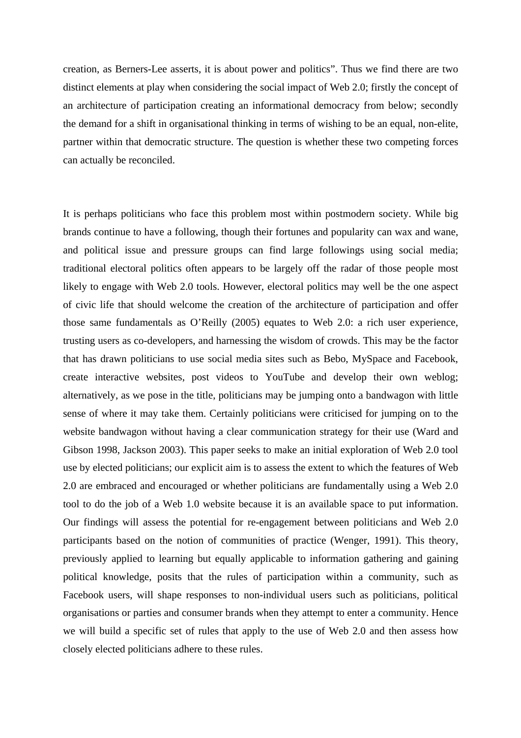creation, as Berners-Lee asserts, it is about power and politics". Thus we find there are two distinct elements at play when considering the social impact of Web 2.0; firstly the concept of an architecture of participation creating an informational democracy from below; secondly the demand for a shift in organisational thinking in terms of wishing to be an equal, non-elite, partner within that democratic structure. The question is whether these two competing forces can actually be reconciled.

It is perhaps politicians who face this problem most within postmodern society. While big brands continue to have a following, though their fortunes and popularity can wax and wane, and political issue and pressure groups can find large followings using social media; traditional electoral politics often appears to be largely off the radar of those people most likely to engage with Web 2.0 tools. However, electoral politics may well be the one aspect of civic life that should welcome the creation of the architecture of participation and offer those same fundamentals as O'Reilly (2005) equates to Web 2.0: a rich user experience, trusting users as co-developers, and harnessing the wisdom of crowds. This may be the factor that has drawn politicians to use social media sites such as Bebo, MySpace and Facebook, create interactive websites, post videos to YouTube and develop their own weblog; alternatively, as we pose in the title, politicians may be jumping onto a bandwagon with little sense of where it may take them. Certainly politicians were criticised for jumping on to the website bandwagon without having a clear communication strategy for their use (Ward and Gibson 1998, Jackson 2003). This paper seeks to make an initial exploration of Web 2.0 tool use by elected politicians; our explicit aim is to assess the extent to which the features of Web 2.0 are embraced and encouraged or whether politicians are fundamentally using a Web 2.0 tool to do the job of a Web 1.0 website because it is an available space to put information. Our findings will assess the potential for re-engagement between politicians and Web 2.0 participants based on the notion of communities of practice (Wenger, 1991). This theory, previously applied to learning but equally applicable to information gathering and gaining political knowledge, posits that the rules of participation within a community, such as Facebook users, will shape responses to non-individual users such as politicians, political organisations or parties and consumer brands when they attempt to enter a community. Hence we will build a specific set of rules that apply to the use of Web 2.0 and then assess how closely elected politicians adhere to these rules.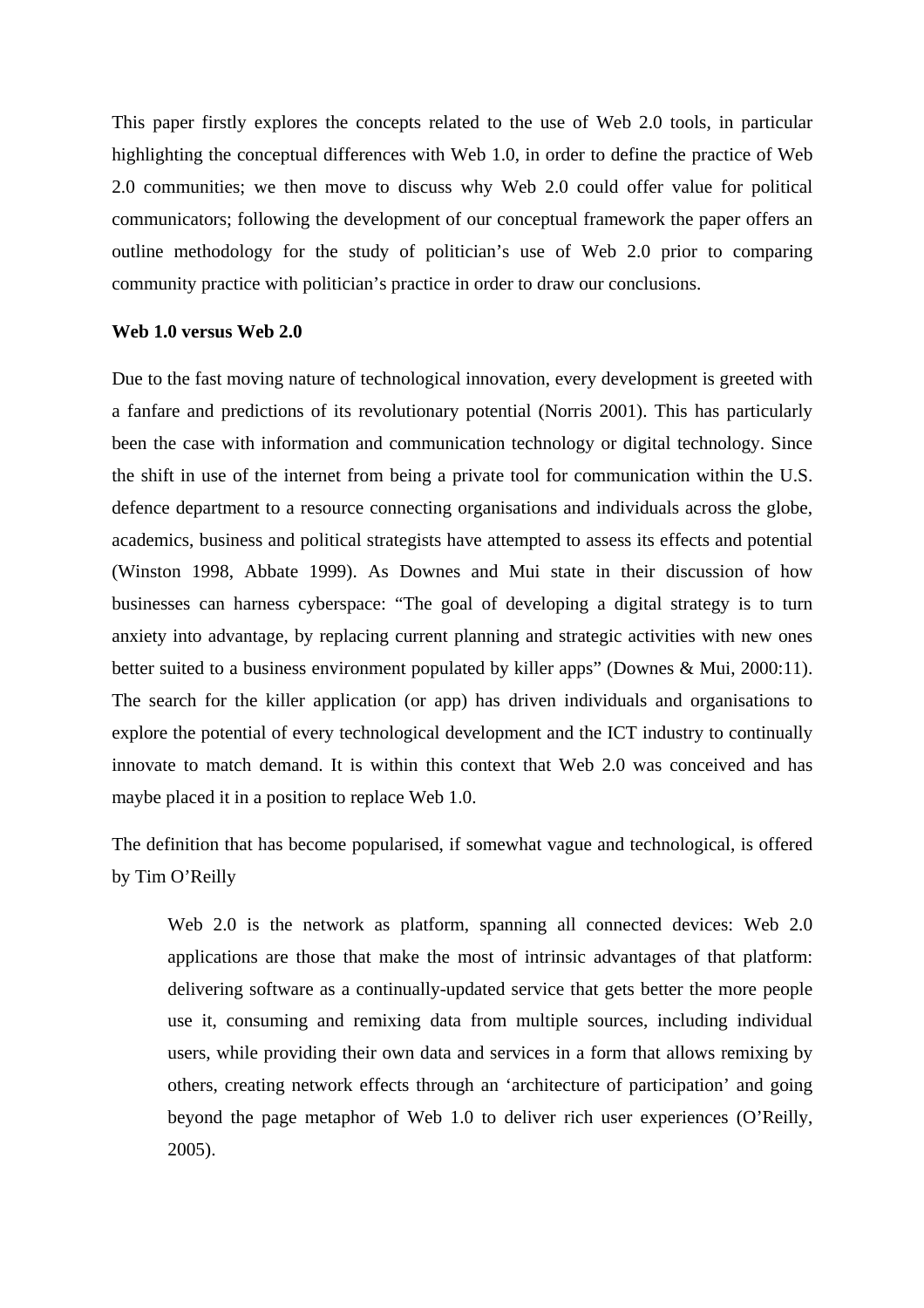This paper firstly explores the concepts related to the use of Web 2.0 tools, in particular highlighting the conceptual differences with Web 1.0, in order to define the practice of Web 2.0 communities; we then move to discuss why Web 2.0 could offer value for political communicators; following the development of our conceptual framework the paper offers an outline methodology for the study of politician's use of Web 2.0 prior to comparing community practice with politician's practice in order to draw our conclusions.

**Web 1.0 versus Web 2.0**

Due to the fast moving nature of technological innovation, every development is greeted with a fanfare and predictions of its revolutionary potential (Norris 2001). This has particularly been the case with information and communication technology or digital technology. Since the shift in use of the internet from being a private tool for communication within the U.S. defence department to a resource connecting organisations and individuals across the globe, academics, business and political strategists have attempted to assess its effects and potential (Winston 1998, Abbate 1999). As Downes and Mui state in their discussion of how businesses can harness cyberspace: "The goal of developing a digital strategy is to turn anxiety into advantage, by replacing current planning and strategic activities with new ones better suited to a business environment populated by killer apps" (Downes & Mui, 2000:11). The search for the killer application (or app) has driven individuals and organisations to explore the potential of every technological development and the ICT industry to continually innovate to match demand. It is within this context that Web 2.0 was conceived and has maybe placed it in a position to replace Web 1.0.

The definition that has become popularised, if somewhat vague and technological, is offered by Tim O'Reilly

> Web 2.0 is the network as platform, spanning all connected devices: Web 2.0 applications are those that make the most of intrinsic advantages of that platform: delivering software as a continually-updated service that gets better the more people use it, consuming and remixing data from multiple sources, including individual users, while providing their own data and services in a form that allows remixing by others, creating network effects through an 'architecture of participation' and going beyond the page metaphor of Web 1.0 to deliver rich user experiences (O'Reilly, 2005).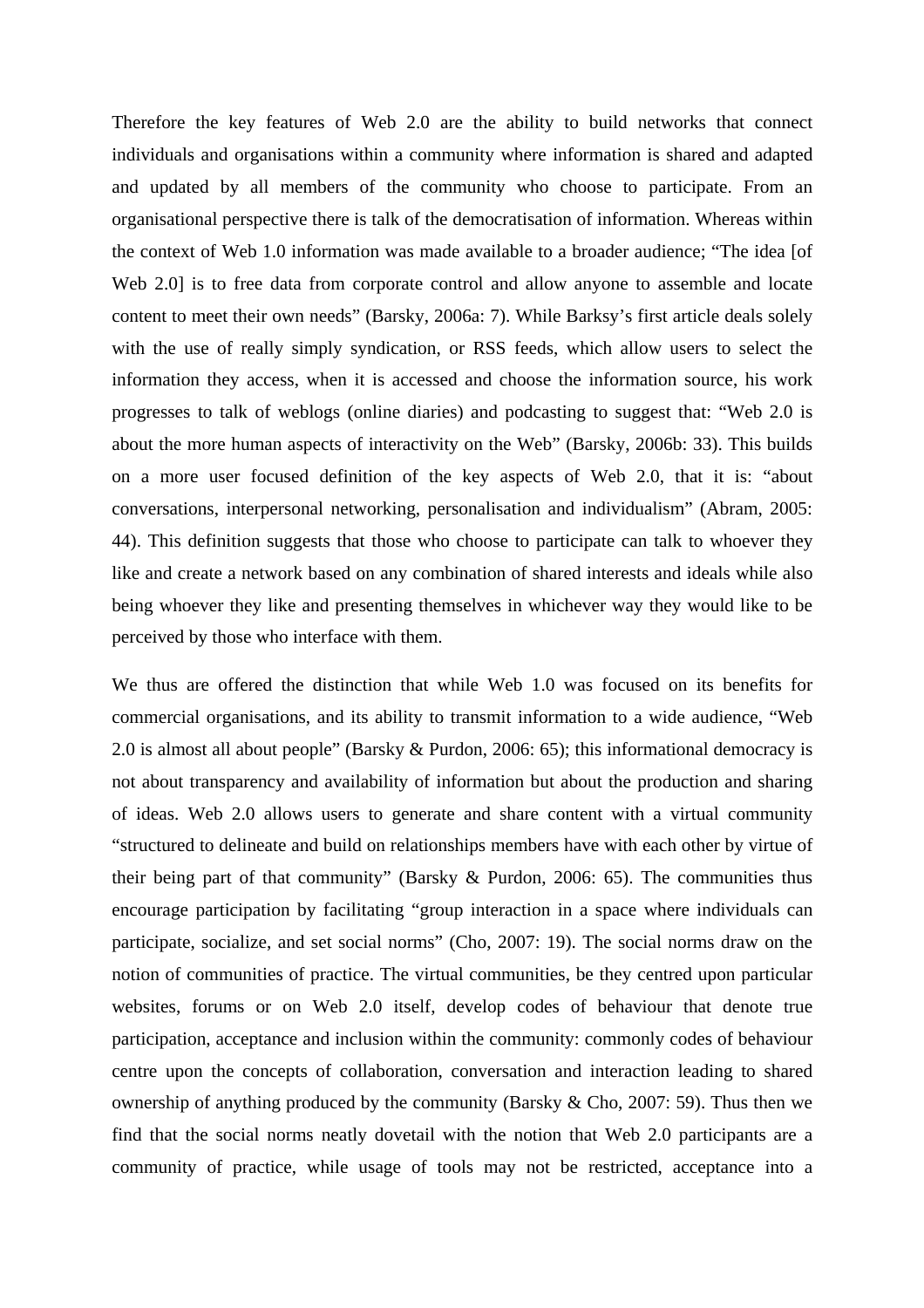Therefore the key features of Web 2.0 are the ability to build networks that connect individuals and organisations within a community where information is shared and adapted and updated by all members of the community who choose to participate. From an organisational perspective there is talk of the democratisation of information. Whereas within the context of Web 1.0 information was made available to a broader audience; "The idea [of Web 2.0] is to free data from corporate control and allow anyone to assemble and locate content to meet their own needs" (Barsky, 2006a: 7). While Barksy's first article deals solely with the use of really simply syndication, or RSS feeds, which allow users to select the information they access, when it is accessed and choose the information source, his work progresses to talk of weblogs (online diaries) and podcasting to suggest that: "Web 2.0 is about the more human aspects of interactivity on the Web" (Barsky, 2006b: 33). This builds on a more user focused definition of the key aspects of Web 2.0, that it is: "about conversations, interpersonal networking, personalisation and individualism" (Abram, 2005: 44). This definition suggests that those who choose to participate can talk to whoever they like and create a network based on any combination of shared interests and ideals while also being whoever they like and presenting themselves in whichever way they would like to be perceived by those who interface with them.

We thus are offered the distinction that while Web 1.0 was focused on its benefits for commercial organisations, and its ability to transmit information to a wide audience, "Web 2.0 is almost all about people" (Barsky & Purdon, 2006: 65); this informational democracy is not about transparency and availability of information but about the production and sharing of ideas. Web 2.0 allows users to generate and share content with a virtual community "structured to delineate and build on relationships members have with each other by virtue of their being part of that community" (Barsky & Purdon, 2006: 65). The communities thus encourage participation by facilitating "group interaction in a space where individuals can participate, socialize, and set social norms" (Cho, 2007: 19). The social norms draw on the notion of communities of practice. The virtual communities, be they centred upon particular websites, forums or on Web 2.0 itself, develop codes of behaviour that denote true participation, acceptance and inclusion within the community: commonly codes of behaviour centre upon the concepts of collaboration, conversation and interaction leading to shared ownership of anything produced by the community (Barsky & Cho, 2007: 59). Thus then we find that the social norms neatly dovetail with the notion that Web 2.0 participants are a community of practice, while usage of tools may not be restricted, acceptance into a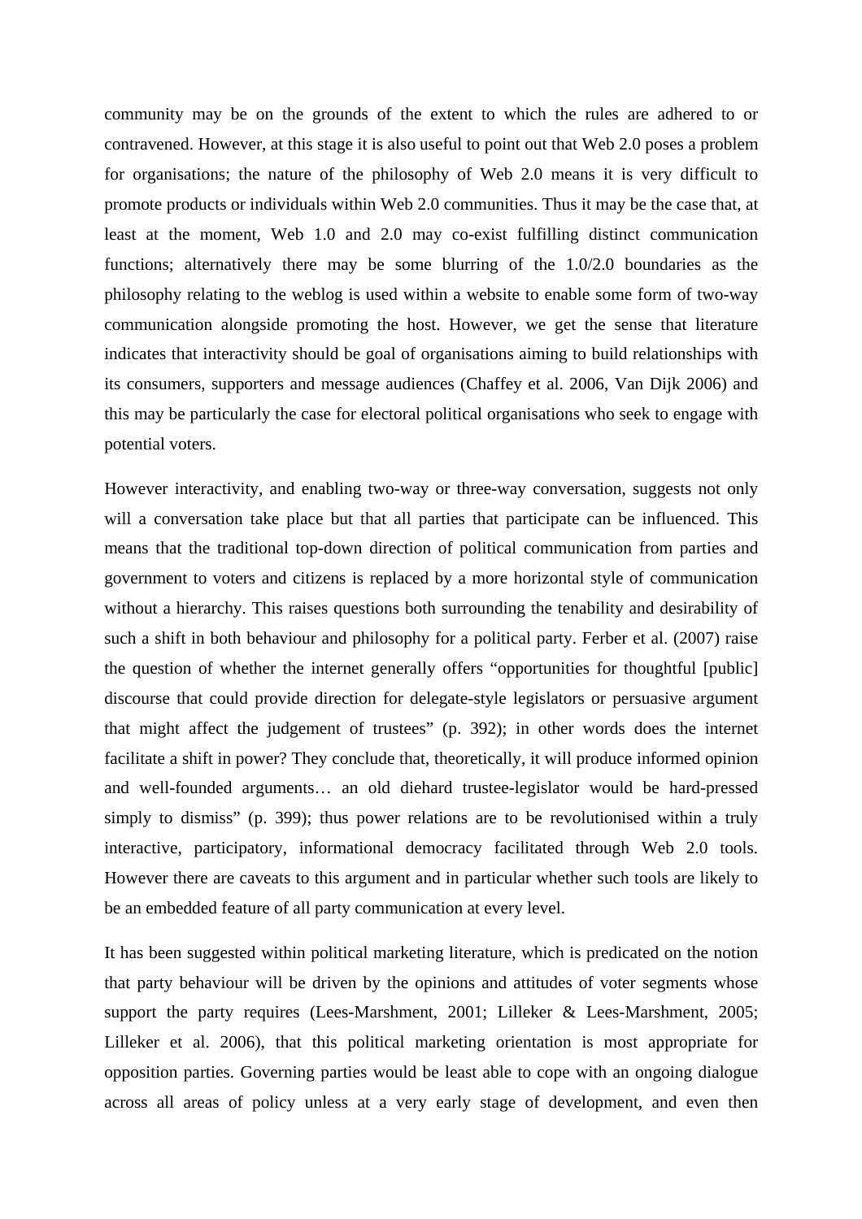community may be on the grounds of the extent to which the rules are adhered to or contravened. However, at this stage it is also useful to point out that Web 2.0 poses a problem for organisations; the nature of the philosophy of Web 2.0 means it is very difficult to promote products or individuals within Web 2.0 communities. Thus it may be the case that, at least at the moment, Web 1.0 and 2.0 may co-exist fulfilling distinct communication functions; alternatively there may be some blurring of the 1.0/2.0 boundaries as the philosophy relating to the weblog is used within a website to enable some form of two-way communication alongside promoting the host. However, we get the sense that literature indicates that interactivity should be goal of organisations aiming to build relationships with its consumers, supporters and message audiences (Chaffey et al. 2006, Van Dijk 2006) and this may be particularly the case for electoral political organisations who seek to engage with potential voters.

However interactivity, and enabling two-way or three-way conversation, suggests not only will a conversation take place but that all parties that participate can be influenced. This means that the traditional top-down direction of political communication from parties and government to voters and citizens is replaced by a more horizontal style of communication without a hierarchy. This raises questions both surrounding the tenability and desirability of such a shift in both behaviour and philosophy for a political party. Ferber et al. (2007) raise the question of whether the internet generally offers "opportunities for thoughtful [public] discourse that could provide direction for delegate-style legislators or persuasive argument that might affect the judgement of trustees" (p. 392); in other words does the internet facilitate a shift in power? They conclude that, theoretically, it will produce informed opinion and well-founded arguments… an old diehard trustee-legislator would be hard-pressed simply to dismiss" (p. 399); thus power relations are to be revolutionised within a truly interactive, participatory, informational democracy facilitated through Web 2.0 tools. However there are caveats to this argument and in particular whether such tools are likely to be an embedded feature of all party communication at every level.

It has been suggested within political marketing literature, which is predicated on the notion that party behaviour will be driven by the opinions and attitudes of voter segments whose support the party requires (Lees-Marshment, 2001; Lilleker & Lees-Marshment, 2005; Lilleker et al. 2006), that this political marketing orientation is most appropriate for opposition parties. Governing parties would be least able to cope with an ongoing dialogue across all areas of policy unless at a very early stage of development, and even then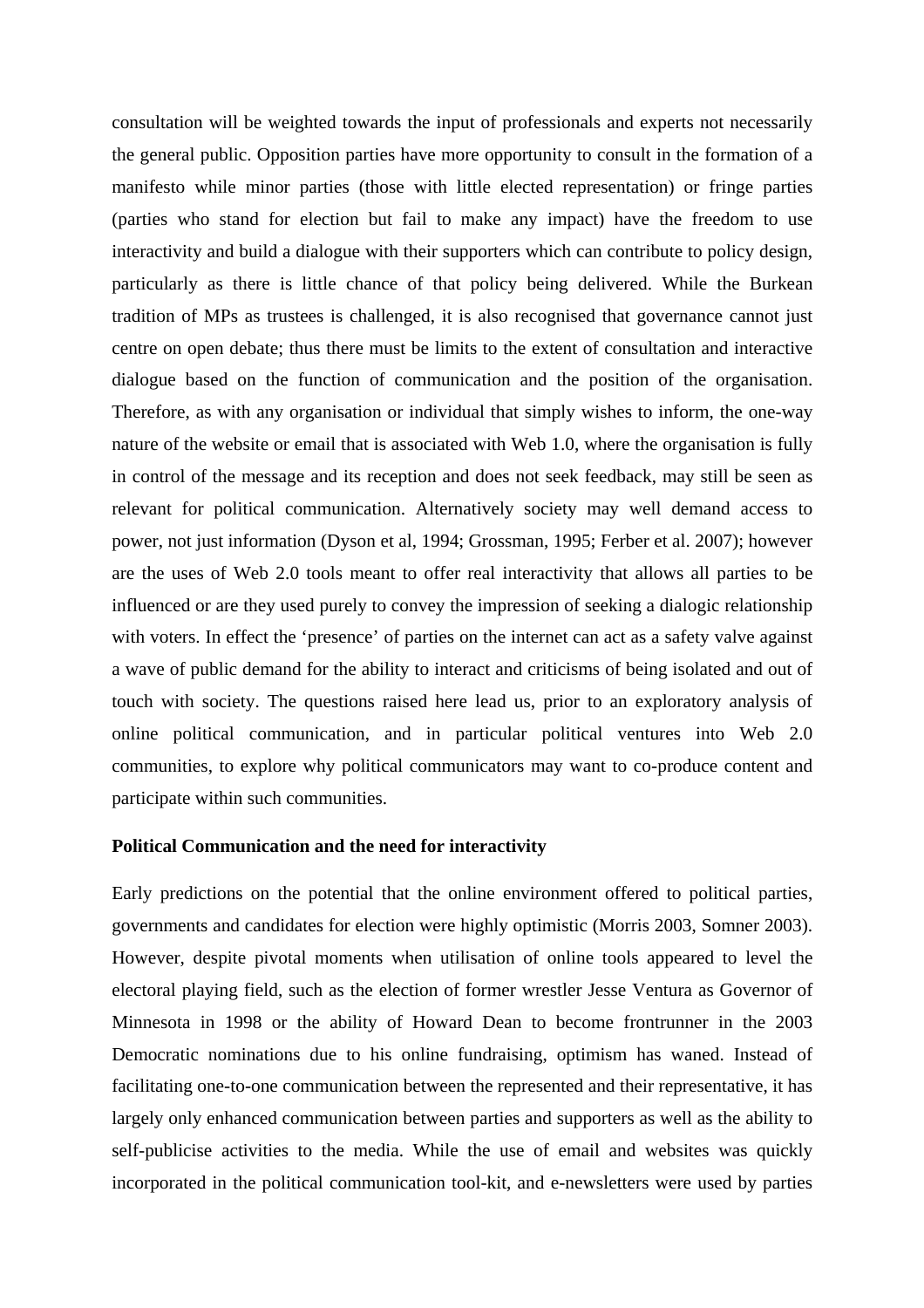consultation will be weighted towards the input of professionals and experts not necessarily the general public. Opposition parties have more opportunity to consult in the formation of a manifesto while minor parties (those with little elected representation) or fringe parties (parties who stand for election but fail to make any impact) have the freedom to use interactivity and build a dialogue with their supporters which can contribute to policy design, particularly as there is little chance of that policy being delivered. While the Burkean tradition of MPs as trustees is challenged, it is also recognised that governance cannot just centre on open debate; thus there must be limits to the extent of consultation and interactive dialogue based on the function of communication and the position of the organisation. Therefore, as with any organisation or individual that simply wishes to inform, the one-way nature of the website or email that is associated with Web 1.0, where the organisation is fully in control of the message and its reception and does not seek feedback, may still be seen as relevant for political communication. Alternatively society may well demand access to power, not just information (Dyson et al, 1994; Grossman, 1995; Ferber et al. 2007); however are the uses of Web 2.0 tools meant to offer real interactivity that allows all parties to be influenced or are they used purely to convey the impression of seeking a dialogic relationship with voters. In effect the 'presence' of parties on the internet can act as a safety valve against a wave of public demand for the ability to interact and criticisms of being isolated and out of touch with society. The questions raised here lead us, prior to an exploratory analysis of online political communication, and in particular political ventures into Web 2.0 communities, to explore why political communicators may want to co-produce content and participate within such communities.

**Political Communication and the need for interactivity**

Early predictions on the potential that the online environment offered to political parties, governments and candidates for election were highly optimistic (Morris 2003, Somner 2003). However, despite pivotal moments when utilisation of online tools appeared to level the electoral playing field, such as the election of former wrestler Jesse Ventura as Governor of Minnesota in 1998 or the ability of Howard Dean to become frontrunner in the 2003 Democratic nominations due to his online fundraising, optimism has waned. Instead of facilitating one-to-one communication between the represented and their representative, it has largely only enhanced communication between parties and supporters as well as the ability to self-publicise activities to the media. While the use of email and websites was quickly incorporated in the political communication tool-kit, and e-newsletters were used by parties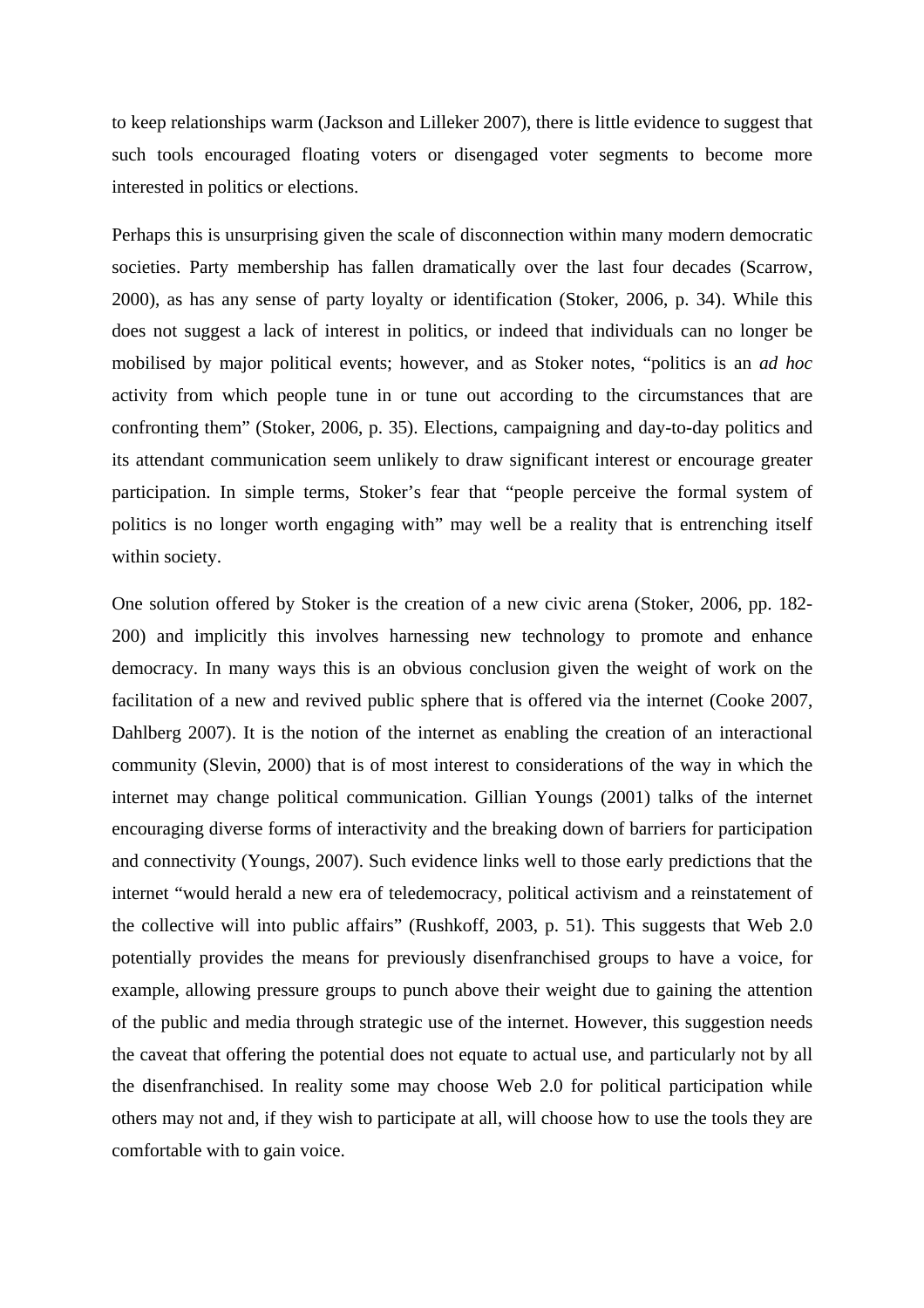to keep relationships warm (Jackson and Lilleker 2007), there is little evidence to suggest that such tools encouraged floating voters or disengaged voter segments to become more interested in politics or elections.

Perhaps this is unsurprising given the scale of disconnection within many modern democratic societies. Party membership has fallen dramatically over the last four decades (Scarrow, 2000), as has any sense of party loyalty or identification (Stoker, 2006, p. 34). While this does not suggest a lack of interest in politics, or indeed that individuals can no longer be mobilised by major political events; however, and as Stoker notes, "politics is an *ad hoc* activity from which people tune in or tune out according to the circumstances that are confronting them" (Stoker, 2006, p. 35). Elections, campaigning and day-to-day politics and its attendant communication seem unlikely to draw significant interest or encourage greater participation. In simple terms, Stoker's fear that "people perceive the formal system of politics is no longer worth engaging with" may well be a reality that is entrenching itself within society.

One solution offered by Stoker is the creation of a new civic arena (Stoker, 2006, pp. 182-200) and implicitly this involves harnessing new technology to promote and enhance democracy. In many ways this is an obvious conclusion given the weight of work on the facilitation of a new and revived public sphere that is offered via the internet (Cooke 2007, Dahlberg 2007). It is the notion of the internet as enabling the creation of an interactional community (Slevin, 2000) that is of most interest to considerations of the way in which the internet may change political communication. Gillian Youngs (2001) talks of the internet encouraging diverse forms of interactivity and the breaking down of barriers for participation and connectivity (Youngs, 2007). Such evidence links well to those early predictions that the internet "would herald a new era of teledemocracy, political activism and a reinstatement of the collective will into public affairs" (Rushkoff, 2003, p. 51). This suggests that Web 2.0 potentially provides the means for previously disenfranchised groups to have a voice, for example, allowing pressure groups to punch above their weight due to gaining the attention of the public and media through strategic use of the internet. However, this suggestion needs the caveat that offering the potential does not equate to actual use, and particularly not by all the disenfranchised. In reality some may choose Web 2.0 for political participation while others may not and, if they wish to participate at all, will choose how to use the tools they are comfortable with to gain voice.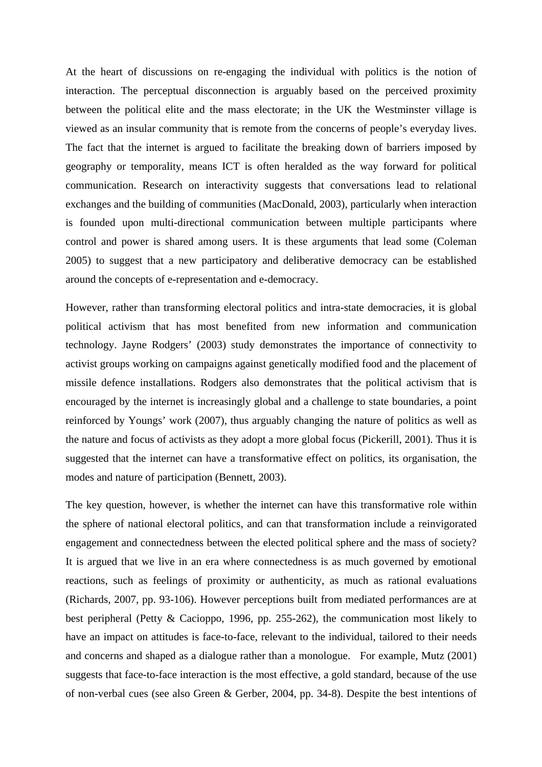At the heart of discussions on re-engaging the individual with politics is the notion of interaction. The perceptual disconnection is arguably based on the perceived proximity between the political elite and the mass electorate; in the UK the Westminster village is viewed as an insular community that is remote from the concerns of people's everyday lives. The fact that the internet is argued to facilitate the breaking down of barriers imposed by geography or temporality, means ICT is often heralded as the way forward for political communication. Research on interactivity suggests that conversations lead to relational exchanges and the building of communities (MacDonald, 2003), particularly when interaction is founded upon multi-directional communication between multiple participants where control and power is shared among users. It is these arguments that lead some (Coleman 2005) to suggest that a new participatory and deliberative democracy can be established around the concepts of e-representation and e-democracy.

However, rather than transforming electoral politics and intra-state democracies, it is global political activism that has most benefited from new information and communication technology. Jayne Rodgers' (2003) study demonstrates the importance of connectivity to activist groups working on campaigns against genetically modified food and the placement of missile defence installations. Rodgers also demonstrates that the political activism that is encouraged by the internet is increasingly global and a challenge to state boundaries, a point reinforced by Youngs' work (2007), thus arguably changing the nature of politics as well as the nature and focus of activists as they adopt a more global focus (Pickerill, 2001). Thus it is suggested that the internet can have a transformative effect on politics, its organisation, the modes and nature of participation (Bennett, 2003).

The key question, however, is whether the internet can have this transformative role within the sphere of national electoral politics, and can that transformation include a reinvigorated engagement and connectedness between the elected political sphere and the mass of society? It is argued that we live in an era where connectedness is as much governed by emotional reactions, such as feelings of proximity or authenticity, as much as rational evaluations (Richards, 2007, pp. 93-106). However perceptions built from mediated performances are at best peripheral (Petty & Cacioppo, 1996, pp. 255-262), the communication most likely to have an impact on attitudes is face-to-face, relevant to the individual, tailored to their needs and concerns and shaped as a dialogue rather than a monologue. For example, Mutz (2001) suggests that face-to-face interaction is the most effective, a gold standard, because of the use of non-verbal cues (see also Green & Gerber, 2004, pp. 34-8). Despite the best intentions of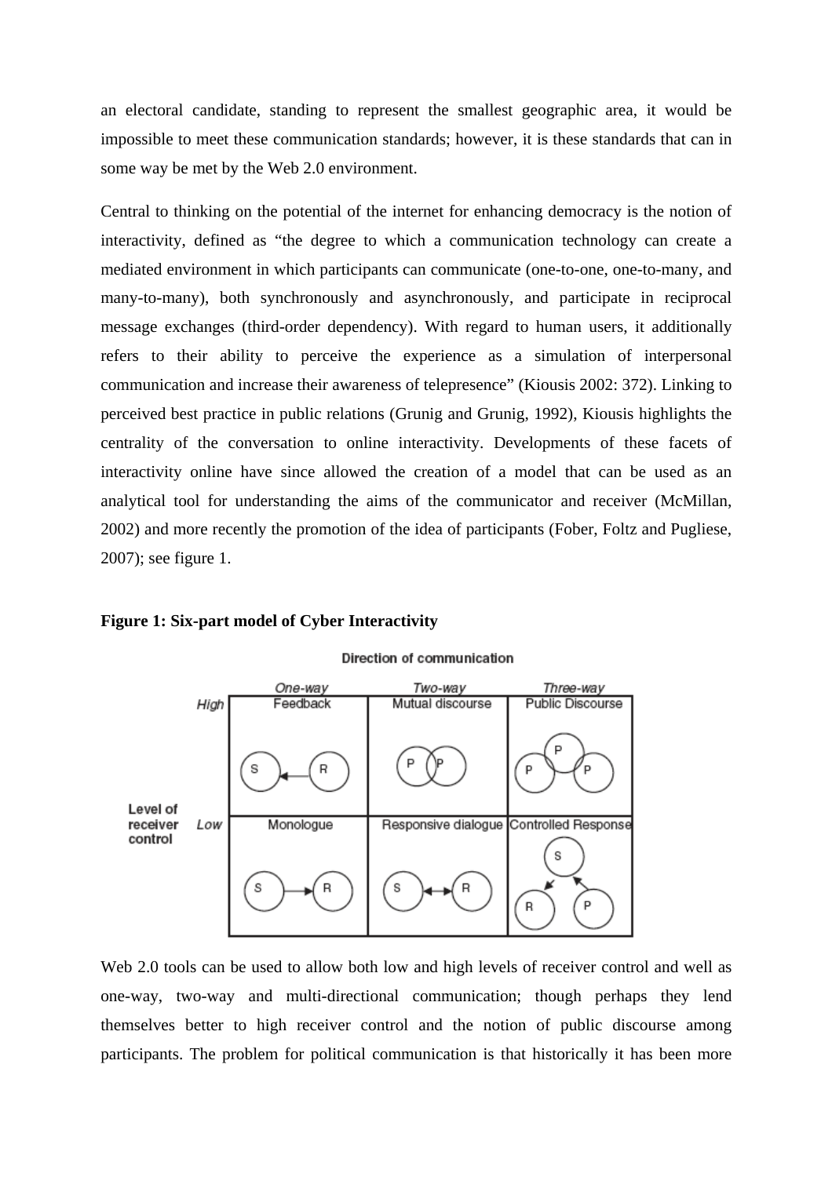an electoral candidate, standing to represent the smallest geographic area, it would be impossible to meet these communication standards; however, it is these standards that can in some way be met by the Web 2.0 environment.

Central to thinking on the potential of the internet for enhancing democracy is the notion of interactivity, defined as "the degree to which a communication technology can create a mediated environment in which participants can communicate (one-to-one, one-to-many, and many-to-many), both synchronously and asynchronously, and participate in reciprocal message exchanges (third-order dependency). With regard to human users, it additionally refers to their ability to perceive the experience as a simulation of interpersonal communication and increase their awareness of telepresence" (Kiousis 2002: 372). Linking to perceived best practice in public relations (Grunig and Grunig, 1992), Kiousis highlights the centrality of the conversation to online interactivity. Developments of these facets of interactivity online have since allowed the creation of a model that can be used as an analytical tool for understanding the aims of the communicator and receiver (McMillan, 2002) and more recently the promotion of the idea of participants (Fober, Foltz and Pugliese, 2007); see figure 1.

**Figure 1: Six-part model of Cyber Interactivity**

Direction of communication

One-way
Two-way
Three-way

Level of receiver control

High
Feedback
S R
Mutual discourse
P P
Public Discourse
P P P

Low
Monologue
S R
Responsive dialogue
S R
Controlled Response
S R P

Web 2.0 tools can be used to allow both low and high levels of receiver control and well as one-way, two-way and multi-directional communication; though perhaps they lend themselves better to high receiver control and the notion of public discourse among participants. The problem for political communication is that historically it has been more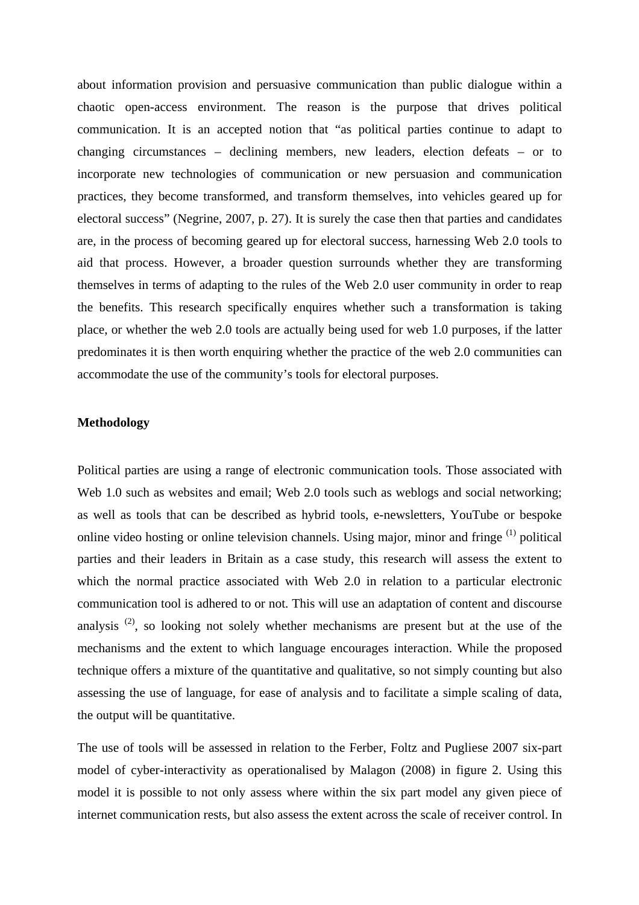about information provision and persuasive communication than public dialogue within a chaotic open-access environment. The reason is the purpose that drives political communication. It is an accepted notion that "as political parties continue to adapt to changing circumstances – declining members, new leaders, election defeats – or to incorporate new technologies of communication or new persuasion and communication practices, they become transformed, and transform themselves, into vehicles geared up for electoral success" (Negrine, 2007, p. 27). It is surely the case then that parties and candidates are, in the process of becoming geared up for electoral success, harnessing Web 2.0 tools to aid that process. However, a broader question surrounds whether they are transforming themselves in terms of adapting to the rules of the Web 2.0 user community in order to reap the benefits. This research specifically enquires whether such a transformation is taking place, or whether the web 2.0 tools are actually being used for web 1.0 purposes, if the latter predominates it is then worth enquiring whether the practice of the web 2.0 communities can accommodate the use of the community's tools for electoral purposes.

**Methodology**

Political parties are using a range of electronic communication tools. Those associated with Web 1.0 such as websites and email; Web 2.0 tools such as weblogs and social networking; as well as tools that can be described as hybrid tools, e-newsletters, YouTube or bespoke online video hosting or online television channels. Using major, minor and fringe (1) political parties and their leaders in Britain as a case study, this research will assess the extent to which the normal practice associated with Web 2.0 in relation to a particular electronic communication tool is adhered to or not. This will use an adaptation of content and discourse analysis (2), so looking not solely whether mechanisms are present but at the use of the mechanisms and the extent to which language encourages interaction. While the proposed technique offers a mixture of the quantitative and qualitative, so not simply counting but also assessing the use of language, for ease of analysis and to facilitate a simple scaling of data, the output will be quantitative.

The use of tools will be assessed in relation to the Ferber, Foltz and Pugliese 2007 six-part model of cyber-interactivity as operationalised by Malagon (2008) in figure 2. Using this model it is possible to not only assess where within the six part model any given piece of internet communication rests, but also assess the extent across the scale of receiver control. In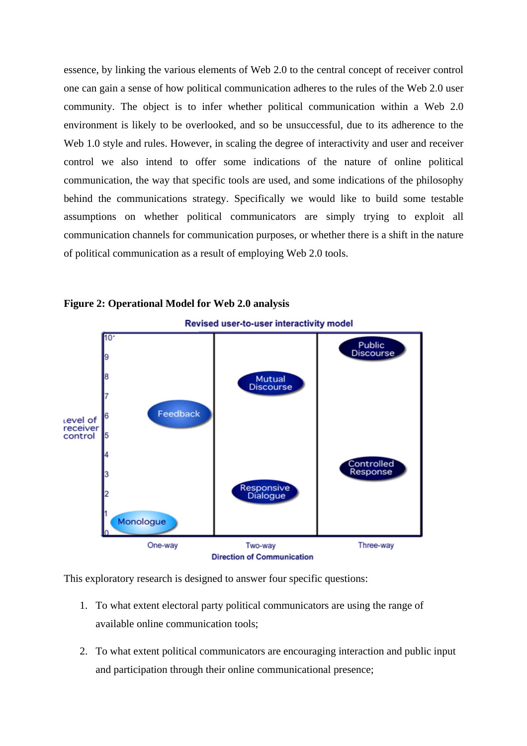essence, by linking the various elements of Web 2.0 to the central concept of receiver control one can gain a sense of how political communication adheres to the rules of the Web 2.0 user community. The object is to infer whether political communication within a Web 2.0 environment is likely to be overlooked, and so be unsuccessful, due to its adherence to the Web 1.0 style and rules. However, in scaling the degree of interactivity and user and receiver control we also intend to offer some indications of the nature of online political communication, the way that specific tools are used, and some indications of the philosophy behind the communications strategy. Specifically we would like to build some testable assumptions on whether political communicators are simply trying to exploit all communication channels for communication purposes, or whether there is a shift in the nature of political communication as a result of employing Web 2.0 tools.

**Figure 2: Operational Model for Web 2.0 analysis**

Revised user-to-user interactivity model

Level of receiver control

10
9
8
7
6
5
4
3
2
1
0

Public Discourse

Mutual Discourse

Feedback

Controlled Response

Responsive Dialogue

Monologue

One-way
Two-way
Three-way

Direction of Communication

This exploratory research is designed to answer four specific questions:

1. To what extent electoral party political communicators are using the range of available online communication tools;
2. To what extent political communicators are encouraging interaction and public input and participation through their online communicational presence;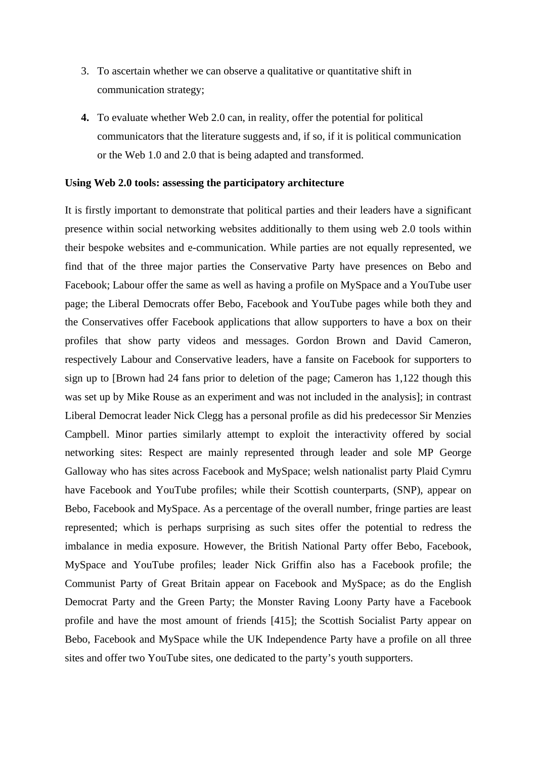3. To ascertain whether we can observe a qualitative or quantitative shift in communication strategy;

4. To evaluate whether Web 2.0 can, in reality, offer the potential for political communicators that the literature suggests and, if so, if it is political communication or the Web 1.0 and 2.0 that is being adapted and transformed.

**Using Web 2.0 tools: assessing the participatory architecture**

It is firstly important to demonstrate that political parties and their leaders have a significant presence within social networking websites additionally to them using web 2.0 tools within their bespoke websites and e-communication. While parties are not equally represented, we find that of the three major parties the Conservative Party have presences on Bebo and Facebook; Labour offer the same as well as having a profile on MySpace and a YouTube user page; the Liberal Democrats offer Bebo, Facebook and YouTube pages while both they and the Conservatives offer Facebook applications that allow supporters to have a box on their profiles that show party videos and messages. Gordon Brown and David Cameron, respectively Labour and Conservative leaders, have a fansite on Facebook for supporters to sign up to [Brown had 24 fans prior to deletion of the page; Cameron has 1,122 though this was set up by Mike Rouse as an experiment and was not included in the analysis]; in contrast Liberal Democrat leader Nick Clegg has a personal profile as did his predecessor Sir Menzies Campbell. Minor parties similarly attempt to exploit the interactivity offered by social networking sites: Respect are mainly represented through leader and sole MP George Galloway who has sites across Facebook and MySpace; welsh nationalist party Plaid Cymru have Facebook and YouTube profiles; while their Scottish counterparts, (SNP), appear on Bebo, Facebook and MySpace. As a percentage of the overall number, fringe parties are least represented; which is perhaps surprising as such sites offer the potential to redress the imbalance in media exposure. However, the British National Party offer Bebo, Facebook, MySpace and YouTube profiles; leader Nick Griffin also has a Facebook profile; the Communist Party of Great Britain appear on Facebook and MySpace; as do the English Democrat Party and the Green Party; the Monster Raving Loony Party have a Facebook profile and have the most amount of friends [415]; the Scottish Socialist Party appear on Bebo, Facebook and MySpace while the UK Independence Party have a profile on all three sites and offer two YouTube sites, one dedicated to the party's youth supporters.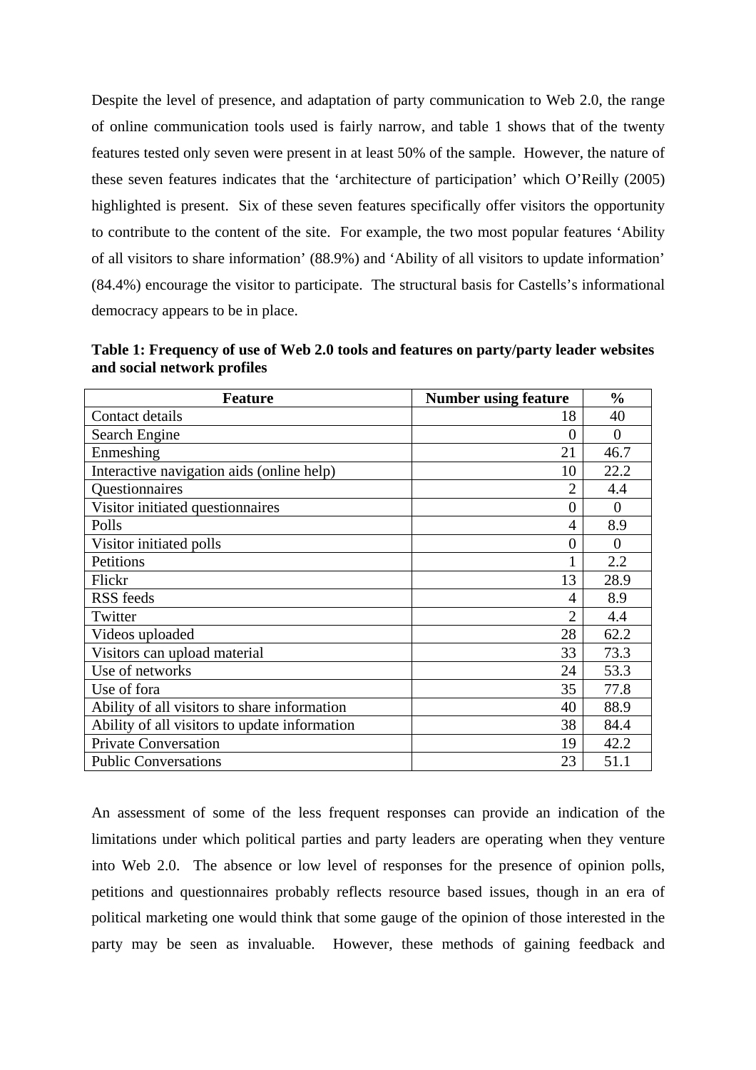Despite the level of presence, and adaptation of party communication to Web 2.0, the range of online communication tools used is fairly narrow, and table 1 shows that of the twenty features tested only seven were present in at least 50% of the sample. However, the nature of these seven features indicates that the 'architecture of participation' which O'Reilly (2005) highlighted is present. Six of these seven features specifically offer visitors the opportunity to contribute to the content of the site. For example, the two most popular features 'Ability of all visitors to share information' (88.9%) and 'Ability of all visitors to update information' (84.4%) encourage the visitor to participate. The structural basis for Castells's informational democracy appears to be in place.

**Table 1: Frequency of use of Web 2.0 tools and features on party/party leader websites and social network profiles**

| Feature | Number using feature | % |
|---|---|---|
| Contact details | 18 | 40 |
| Search Engine | 0 | 0 |
| Enmeshing | 21 | 46.7 |
| Interactive navigation aids (online help) | 10 | 22.2 |
| Questionnaires | 2 | 4.4 |
| Visitor initiated questionnaires | 0 | 0 |
| Polls | 4 | 8.9 |
| Visitor initiated polls | 0 | 0 |
| Petitions | 1 | 2.2 |
| Flickr | 13 | 28.9 |
| RSS feeds | 4 | 8.9 |
| Twitter | 2 | 4.4 |
| Videos uploaded | 28 | 62.2 |
| Visitors can upload material | 33 | 73.3 |
| Use of networks | 24 | 53.3 |
| Use of fora | 35 | 77.8 |
| Ability of all visitors to share information | 40 | 88.9 |
| Ability of all visitors to update information | 38 | 84.4 |
| Private Conversation | 19 | 42.2 |
| Public Conversations | 23 | 51.1 |

An assessment of some of the less frequent responses can provide an indication of the limitations under which political parties and party leaders are operating when they venture into Web 2.0. The absence or low level of responses for the presence of opinion polls, petitions and questionnaires probably reflects resource based issues, though in an era of political marketing one would think that some gauge of the opinion of those interested in the party may be seen as invaluable. However, these methods of gaining feedback and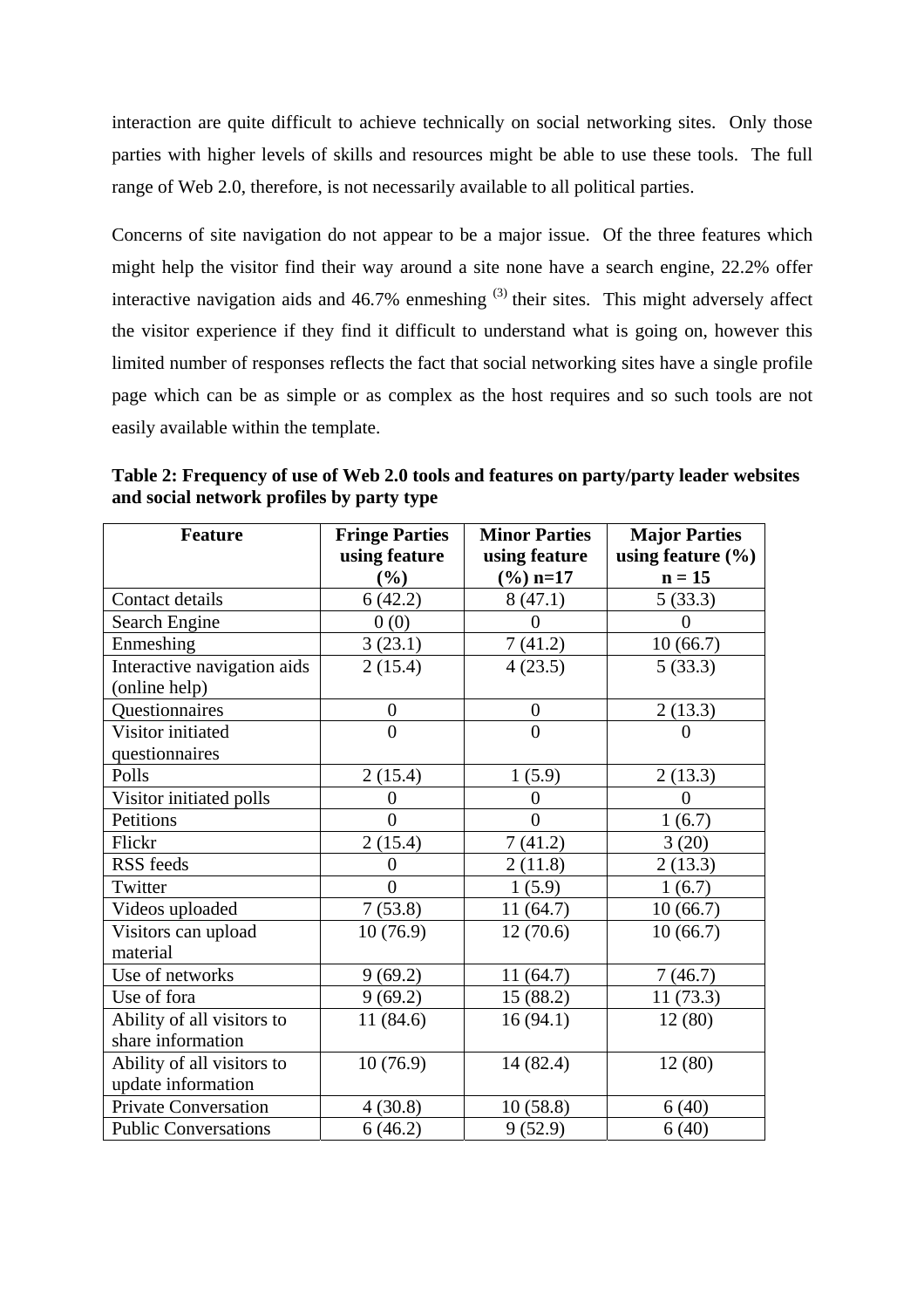interaction are quite difficult to achieve technically on social networking sites. Only those parties with higher levels of skills and resources might be able to use these tools. The full range of Web 2.0, therefore, is not necessarily available to all political parties.

Concerns of site navigation do not appear to be a major issue. Of the three features which might help the visitor find their way around a site none have a search engine, 22.2% offer interactive navigation aids and 46.7% enmeshing [(3)] their sites. This might adversely affect the visitor experience if they find it difficult to understand what is going on, however this limited number of responses reflects the fact that social networking sites have a single profile page which can be as simple or as complex as the host requires and so such tools are not easily available within the template.

**Table 2: Frequency of use of Web 2.0 tools and features on party/party leader websites and social network profiles by party type**

| Feature | Fringe Parties using feature (%) | Minor Parties using feature (%) n=17 | Major Parties using feature (%) n = 15 |
|---|---|---|---|
| Contact details | 6 (42.2) | 8 (47.1) | 5 (33.3) |
| Search Engine | 0 (0) | 0 | 0 |
| Enmeshing | 3 (23.1) | 7 (41.2) | 10 (66.7) |
| Interactive navigation aids (online help) | 2 (15.4) | 4 (23.5) | 5 (33.3) |
| Questionnaires | 0 | 0 | 2 (13.3) |
| Visitor initiated questionnaires | 0 | 0 | 0 |
| Polls | 2 (15.4) | 1 (5.9) | 2 (13.3) |
| Visitor initiated polls | 0 | 0 | 0 |
| Petitions | 0 | 0 | 1 (6.7) |
| Flickr | 2 (15.4) | 7 (41.2) | 3 (20) |
| RSS feeds | 0 | 2 (11.8) | 2 (13.3) |
| Twitter | 0 | 1 (5.9) | 1 (6.7) |
| Videos uploaded | 7 (53.8) | 11 (64.7) | 10 (66.7) |
| Visitors can upload material | 10 (76.9) | 12 (70.6) | 10 (66.7) |
| Use of networks | 9 (69.2) | 11 (64.7) | 7 (46.7) |
| Use of fora | 9 (69.2) | 15 (88.2) | 11 (73.3) |
| Ability of all visitors to share information | 11 (84.6) | 16 (94.1) | 12 (80) |
| Ability of all visitors to update information | 10 (76.9) | 14 (82.4) | 12 (80) |
| Private Conversation | 4 (30.8) | 10 (58.8) | 6 (40) |
| Public Conversations | 6 (46.2) | 9 (52.9) | 6 (40) |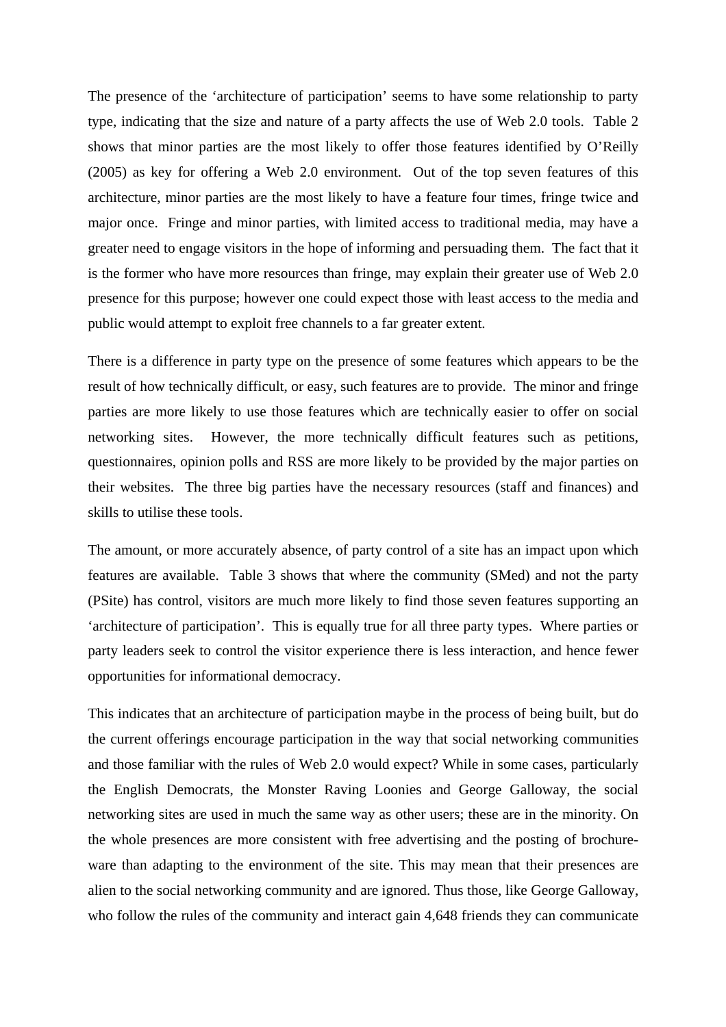The presence of the 'architecture of participation' seems to have some relationship to party type, indicating that the size and nature of a party affects the use of Web 2.0 tools. Table 2 shows that minor parties are the most likely to offer those features identified by O'Reilly (2005) as key for offering a Web 2.0 environment. Out of the top seven features of this architecture, minor parties are the most likely to have a feature four times, fringe twice and major once. Fringe and minor parties, with limited access to traditional media, may have a greater need to engage visitors in the hope of informing and persuading them. The fact that it is the former who have more resources than fringe, may explain their greater use of Web 2.0 presence for this purpose; however one could expect those with least access to the media and public would attempt to exploit free channels to a far greater extent.

There is a difference in party type on the presence of some features which appears to be the result of how technically difficult, or easy, such features are to provide. The minor and fringe parties are more likely to use those features which are technically easier to offer on social networking sites. However, the more technically difficult features such as petitions, questionnaires, opinion polls and RSS are more likely to be provided by the major parties on their websites. The three big parties have the necessary resources (staff and finances) and skills to utilise these tools.

The amount, or more accurately absence, of party control of a site has an impact upon which features are available. Table 3 shows that where the community (SMed) and not the party (PSite) has control, visitors are much more likely to find those seven features supporting an 'architecture of participation'. This is equally true for all three party types. Where parties or party leaders seek to control the visitor experience there is less interaction, and hence fewer opportunities for informational democracy.

This indicates that an architecture of participation maybe in the process of being built, but do the current offerings encourage participation in the way that social networking communities and those familiar with the rules of Web 2.0 would expect? While in some cases, particularly the English Democrats, the Monster Raving Loonies and George Galloway, the social networking sites are used in much the same way as other users; these are in the minority. On the whole presences are more consistent with free advertising and the posting of brochure-ware than adapting to the environment of the site. This may mean that their presences are alien to the social networking community and are ignored. Thus those, like George Galloway, who follow the rules of the community and interact gain 4,648 friends they can communicate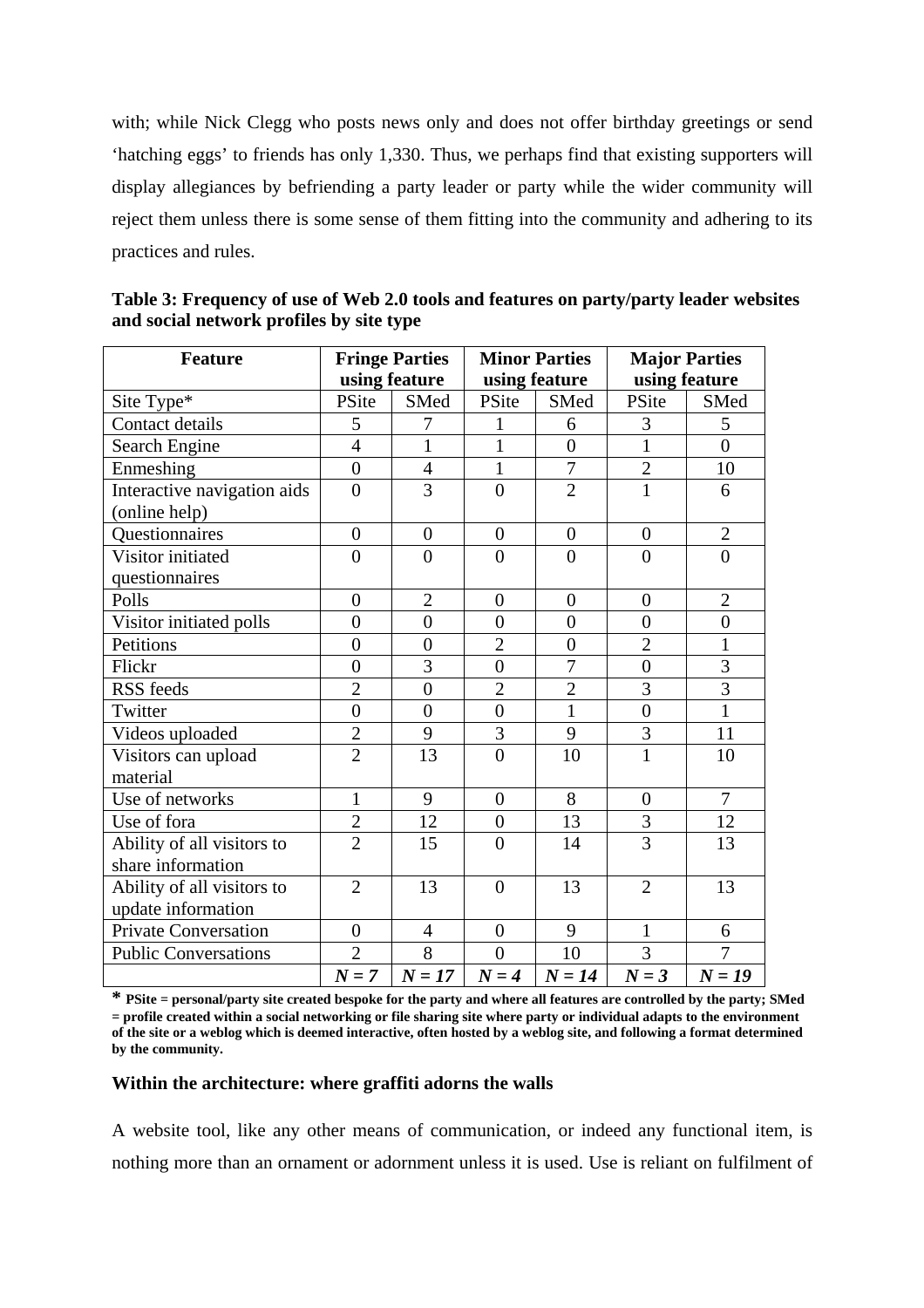with; while Nick Clegg who posts news only and does not offer birthday greetings or send 'hatching eggs' to friends has only 1,330. Thus, we perhaps find that existing supporters will display allegiances by befriending a party leader or party while the wider community will reject them unless there is some sense of them fitting into the community and adhering to its practices and rules.

**Table 3: Frequency of use of Web 2.0 tools and features on party/party leader websites and social network profiles by site type**

| Feature | Fringe Parties using feature | | Minor Parties using feature | | Major Parties using feature | |
|---|---|---|---|---|---|---|
| Site Type* | PSite | SMed | PSite | SMed | PSite | SMed |
| Contact details | 5 | 7 | 1 | 6 | 3 | 5 |
| Search Engine | 4 | 1 | 1 | 0 | 1 | 0 |
| Enmeshing | 0 | 4 | 1 | 7 | 2 | 10 |
| Interactive navigation aids (online help) | 0 | 3 | 0 | 2 | 1 | 6 |
| Questionnaires | 0 | 0 | 0 | 0 | 0 | 2 |
| Visitor initiated questionnaires | 0 | 0 | 0 | 0 | 0 | 0 |
| Polls | 0 | 2 | 0 | 0 | 0 | 2 |
| Visitor initiated polls | 0 | 0 | 0 | 0 | 0 | 0 |
| Petitions | 0 | 0 | 2 | 0 | 2 | 1 |
| Flickr | 0 | 3 | 0 | 7 | 0 | 3 |
| RSS feeds | 2 | 0 | 2 | 2 | 3 | 3 |
| Twitter | 0 | 0 | 0 | 1 | 0 | 1 |
| Videos uploaded | 2 | 9 | 3 | 9 | 3 | 11 |
| Visitors can upload material | 2 | 13 | 0 | 10 | 1 | 10 |
| Use of networks | 1 | 9 | 0 | 8 | 0 | 7 |
| Use of fora | 2 | 12 | 0 | 13 | 3 | 12 |
| Ability of all visitors to share information | 2 | 15 | 0 | 14 | 3 | 13 |
| Ability of all visitors to update information | 2 | 13 | 0 | 13 | 2 | 13 |
| Private Conversation | 0 | 4 | 0 | 9 | 1 | 6 |
| Public Conversations | 2 | 8 | 0 | 10 | 3 | 7 |
| | ***N = 7*** | ***N = 17*** | ***N = 4*** | ***N = 14*** | ***N = 3*** | ***N = 19*** |

**\* PSite = personal/party site created bespoke for the party and where all features are controlled by the party; SMed = profile created within a social networking or file sharing site where party or individual adapts to the environment of the site or a weblog which is deemed interactive, often hosted by a weblog site, and following a format determined by the community.**

### Within the architecture: where graffiti adorns the walls

A website tool, like any other means of communication, or indeed any functional item, is nothing more than an ornament or adornment unless it is used. Use is reliant on fulfilment of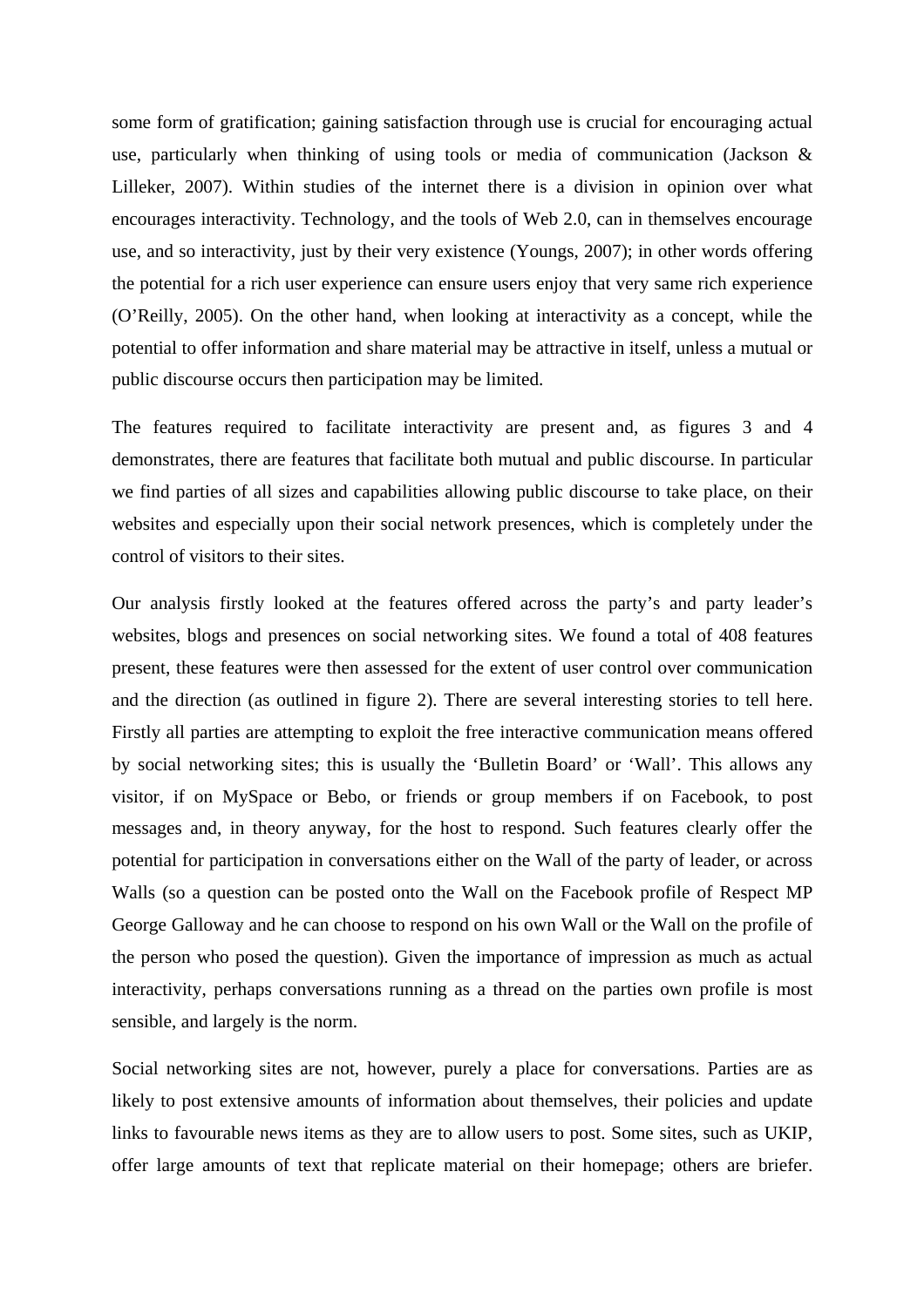some form of gratification; gaining satisfaction through use is crucial for encouraging actual use, particularly when thinking of using tools or media of communication (Jackson & Lilleker, 2007). Within studies of the internet there is a division in opinion over what encourages interactivity. Technology, and the tools of Web 2.0, can in themselves encourage use, and so interactivity, just by their very existence (Youngs, 2007); in other words offering the potential for a rich user experience can ensure users enjoy that very same rich experience (O'Reilly, 2005). On the other hand, when looking at interactivity as a concept, while the potential to offer information and share material may be attractive in itself, unless a mutual or public discourse occurs then participation may be limited.

The features required to facilitate interactivity are present and, as figures 3 and 4 demonstrates, there are features that facilitate both mutual and public discourse. In particular we find parties of all sizes and capabilities allowing public discourse to take place, on their websites and especially upon their social network presences, which is completely under the control of visitors to their sites.

Our analysis firstly looked at the features offered across the party's and party leader's websites, blogs and presences on social networking sites. We found a total of 408 features present, these features were then assessed for the extent of user control over communication and the direction (as outlined in figure 2). There are several interesting stories to tell here. Firstly all parties are attempting to exploit the free interactive communication means offered by social networking sites; this is usually the 'Bulletin Board' or 'Wall'. This allows any visitor, if on MySpace or Bebo, or friends or group members if on Facebook, to post messages and, in theory anyway, for the host to respond. Such features clearly offer the potential for participation in conversations either on the Wall of the party of leader, or across Walls (so a question can be posted onto the Wall on the Facebook profile of Respect MP George Galloway and he can choose to respond on his own Wall or the Wall on the profile of the person who posed the question). Given the importance of impression as much as actual interactivity, perhaps conversations running as a thread on the parties own profile is most sensible, and largely is the norm.

Social networking sites are not, however, purely a place for conversations. Parties are as likely to post extensive amounts of information about themselves, their policies and update links to favourable news items as they are to allow users to post. Some sites, such as UKIP, offer large amounts of text that replicate material on their homepage; others are briefer.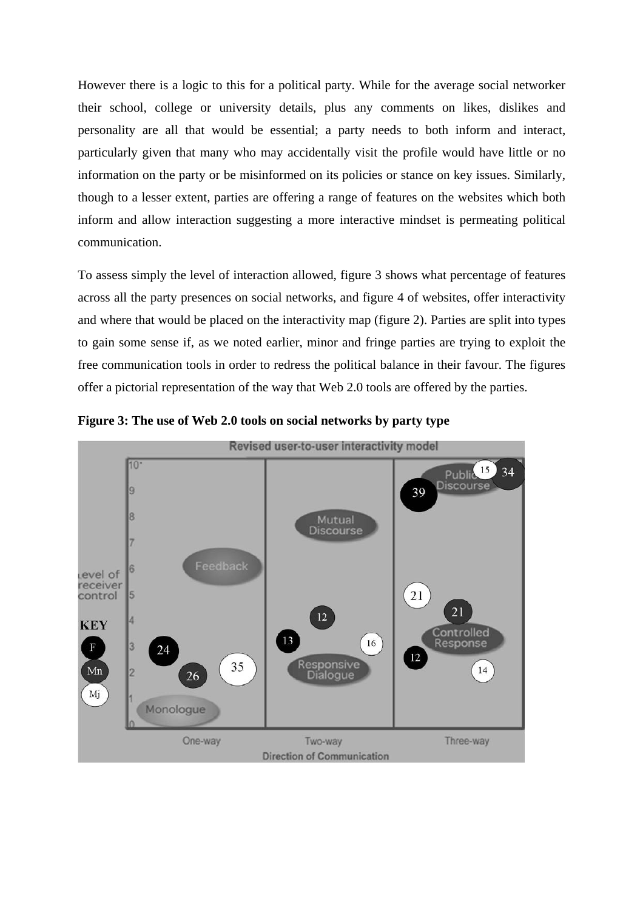However there is a logic to this for a political party. While for the average social networker their school, college or university details, plus any comments on likes, dislikes and personality are all that would be essential; a party needs to both inform and interact, particularly given that many who may accidentally visit the profile would have little or no information on the party or be misinformed on its policies or stance on key issues. Similarly, though to a lesser extent, parties are offering a range of features on the websites which both inform and allow interaction suggesting a more interactive mindset is permeating political communication.

To assess simply the level of interaction allowed, figure 3 shows what percentage of features across all the party presences on social networks, and figure 4 of websites, offer interactivity and where that would be placed on the interactivity map (figure 2). Parties are split into types to gain some sense if, as we noted earlier, minor and fringe parties are trying to exploit the free communication tools in order to redress the political balance in their favour. The figures offer a pictorial representation of the way that Web 2.0 tools are offered by the parties.

**Figure 3: The use of Web 2.0 tools on social networks by party type**

Revised user-to-user interactivity model

Level of receiver control

10
9
8
7
6
5
4
3
2
1
0

Public Discourse
Mutual Discourse
Feedback
Controlled Response
Responsive Dialogue
Monologue

15
34
39
21
21
12
13
16
12
24
35
26
14

KEY
F
Mn
Mj

One-way
Two-way
Three-way

Direction of Communication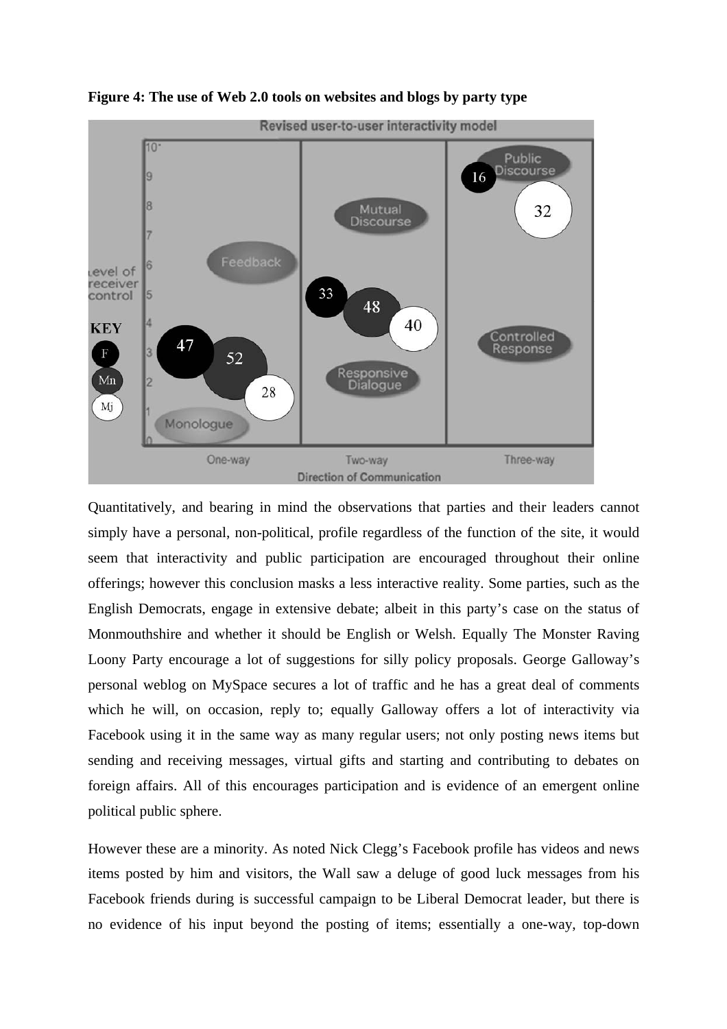**Figure 4: The use of Web 2.0 tools on websites and blogs by party type**

Revised user-to-user interactivity model

Level of receiver control

10
9
8
7
6
5
4
3
2
1
0

Public Discourse
Mutual Discourse
Feedback
Controlled Response
Responsive Dialogue
Monologue

16
32
33
48
40
47
52
28

KEY
F
Mn
Mj

One-way
Two-way
Three-way

Direction of Communication

Quantitatively, and bearing in mind the observations that parties and their leaders cannot simply have a personal, non-political, profile regardless of the function of the site, it would seem that interactivity and public participation are encouraged throughout their online offerings; however this conclusion masks a less interactive reality. Some parties, such as the English Democrats, engage in extensive debate; albeit in this party's case on the status of Monmouthshire and whether it should be English or Welsh. Equally The Monster Raving Loony Party encourage a lot of suggestions for silly policy proposals. George Galloway's personal weblog on MySpace secures a lot of traffic and he has a great deal of comments which he will, on occasion, reply to; equally Galloway offers a lot of interactivity via Facebook using it in the same way as many regular users; not only posting news items but sending and receiving messages, virtual gifts and starting and contributing to debates on foreign affairs. All of this encourages participation and is evidence of an emergent online political public sphere.

However these are a minority. As noted Nick Clegg's Facebook profile has videos and news items posted by him and visitors, the Wall saw a deluge of good luck messages from his Facebook friends during is successful campaign to be Liberal Democrat leader, but there is no evidence of his input beyond the posting of items; essentially a one-way, top-down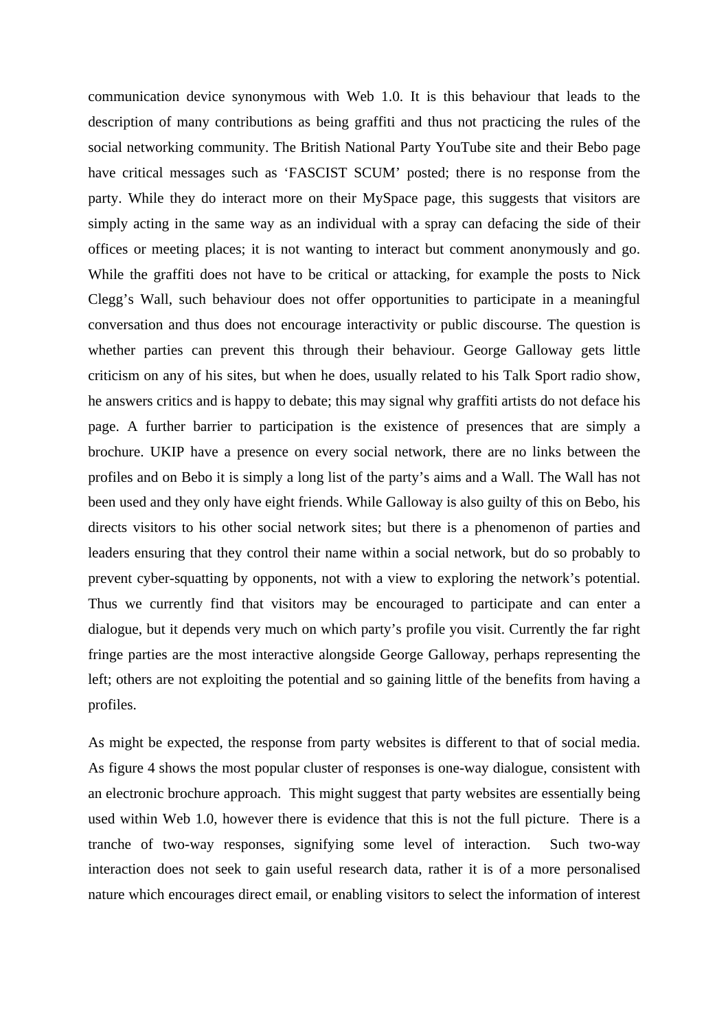communication device synonymous with Web 1.0. It is this behaviour that leads to the description of many contributions as being graffiti and thus not practicing the rules of the social networking community. The British National Party YouTube site and their Bebo page have critical messages such as 'FASCIST SCUM' posted; there is no response from the party. While they do interact more on their MySpace page, this suggests that visitors are simply acting in the same way as an individual with a spray can defacing the side of their offices or meeting places; it is not wanting to interact but comment anonymously and go. While the graffiti does not have to be critical or attacking, for example the posts to Nick Clegg's Wall, such behaviour does not offer opportunities to participate in a meaningful conversation and thus does not encourage interactivity or public discourse. The question is whether parties can prevent this through their behaviour. George Galloway gets little criticism on any of his sites, but when he does, usually related to his Talk Sport radio show, he answers critics and is happy to debate; this may signal why graffiti artists do not deface his page. A further barrier to participation is the existence of presences that are simply a brochure. UKIP have a presence on every social network, there are no links between the profiles and on Bebo it is simply a long list of the party's aims and a Wall. The Wall has not been used and they only have eight friends. While Galloway is also guilty of this on Bebo, his directs visitors to his other social network sites; but there is a phenomenon of parties and leaders ensuring that they control their name within a social network, but do so probably to prevent cyber-squatting by opponents, not with a view to exploring the network's potential. Thus we currently find that visitors may be encouraged to participate and can enter a dialogue, but it depends very much on which party's profile you visit. Currently the far right fringe parties are the most interactive alongside George Galloway, perhaps representing the left; others are not exploiting the potential and so gaining little of the benefits from having a profiles.

As might be expected, the response from party websites is different to that of social media. As figure 4 shows the most popular cluster of responses is one-way dialogue, consistent with an electronic brochure approach. This might suggest that party websites are essentially being used within Web 1.0, however there is evidence that this is not the full picture. There is a tranche of two-way responses, signifying some level of interaction. Such two-way interaction does not seek to gain useful research data, rather it is of a more personalised nature which encourages direct email, or enabling visitors to select the information of interest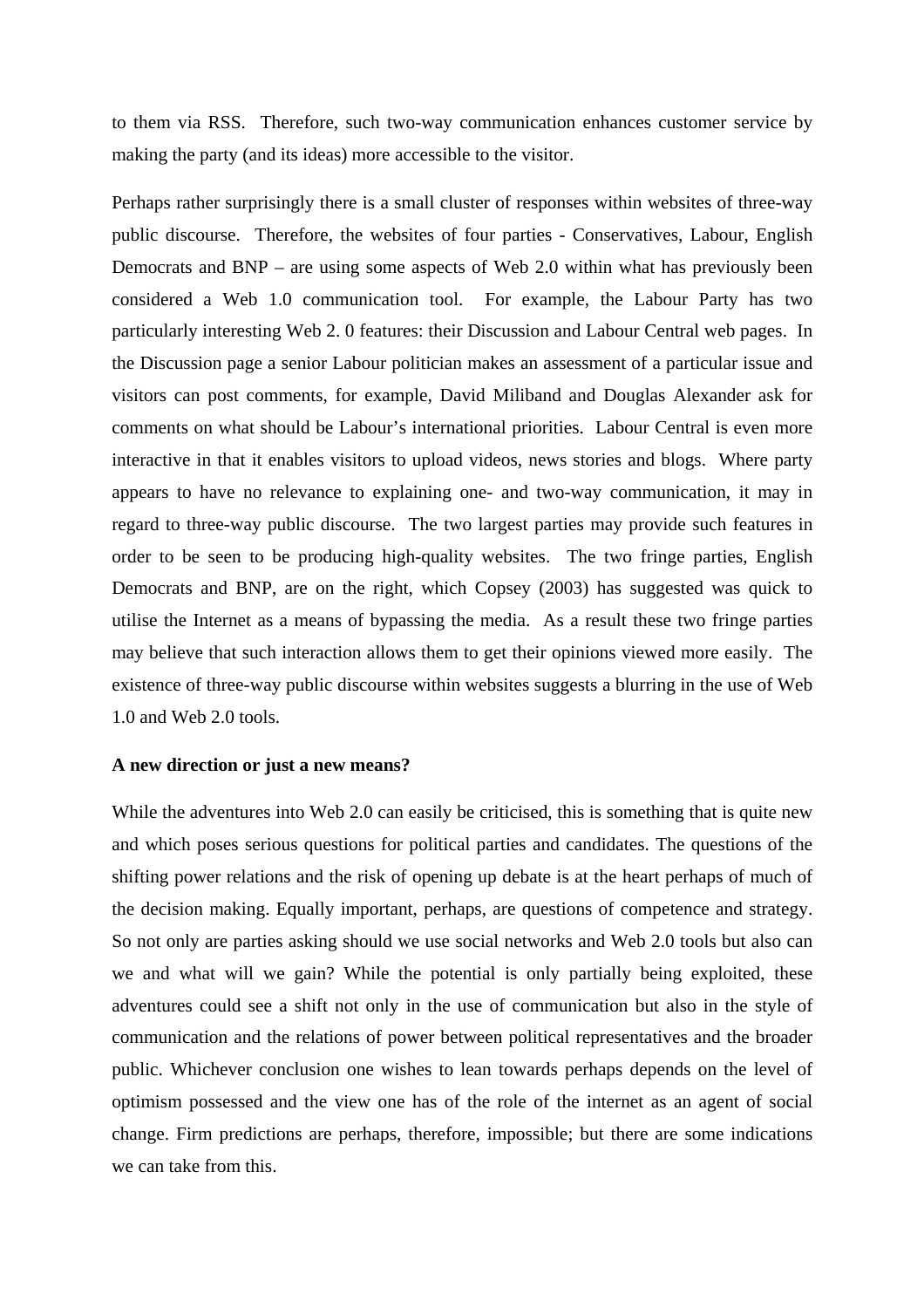to them via RSS. Therefore, such two-way communication enhances customer service by making the party (and its ideas) more accessible to the visitor.

Perhaps rather surprisingly there is a small cluster of responses within websites of three-way public discourse. Therefore, the websites of four parties - Conservatives, Labour, English Democrats and BNP – are using some aspects of Web 2.0 within what has previously been considered a Web 1.0 communication tool. For example, the Labour Party has two particularly interesting Web 2. 0 features: their Discussion and Labour Central web pages. In the Discussion page a senior Labour politician makes an assessment of a particular issue and visitors can post comments, for example, David Miliband and Douglas Alexander ask for comments on what should be Labour's international priorities. Labour Central is even more interactive in that it enables visitors to upload videos, news stories and blogs. Where party appears to have no relevance to explaining one- and two-way communication, it may in regard to three-way public discourse. The two largest parties may provide such features in order to be seen to be producing high-quality websites. The two fringe parties, English Democrats and BNP, are on the right, which Copsey (2003) has suggested was quick to utilise the Internet as a means of bypassing the media. As a result these two fringe parties may believe that such interaction allows them to get their opinions viewed more easily. The existence of three-way public discourse within websites suggests a blurring in the use of Web 1.0 and Web 2.0 tools.

**A new direction or just a new means?**

While the adventures into Web 2.0 can easily be criticised, this is something that is quite new and which poses serious questions for political parties and candidates. The questions of the shifting power relations and the risk of opening up debate is at the heart perhaps of much of the decision making. Equally important, perhaps, are questions of competence and strategy. So not only are parties asking should we use social networks and Web 2.0 tools but also can we and what will we gain? While the potential is only partially being exploited, these adventures could see a shift not only in the use of communication but also in the style of communication and the relations of power between political representatives and the broader public. Whichever conclusion one wishes to lean towards perhaps depends on the level of optimism possessed and the view one has of the role of the internet as an agent of social change. Firm predictions are perhaps, therefore, impossible; but there are some indications we can take from this.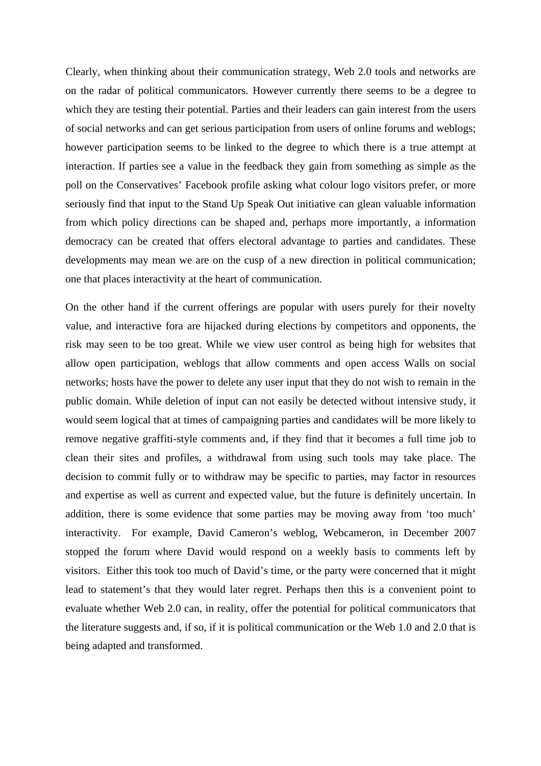Clearly, when thinking about their communication strategy, Web 2.0 tools and networks are on the radar of political communicators. However currently there seems to be a degree to which they are testing their potential. Parties and their leaders can gain interest from the users of social networks and can get serious participation from users of online forums and weblogs; however participation seems to be linked to the degree to which there is a true attempt at interaction. If parties see a value in the feedback they gain from something as simple as the poll on the Conservatives' Facebook profile asking what colour logo visitors prefer, or more seriously find that input to the Stand Up Speak Out initiative can glean valuable information from which policy directions can be shaped and, perhaps more importantly, a information democracy can be created that offers electoral advantage to parties and candidates. These developments may mean we are on the cusp of a new direction in political communication; one that places interactivity at the heart of communication.

On the other hand if the current offerings are popular with users purely for their novelty value, and interactive fora are hijacked during elections by competitors and opponents, the risk may seen to be too great. While we view user control as being high for websites that allow open participation, weblogs that allow comments and open access Walls on social networks; hosts have the power to delete any user input that they do not wish to remain in the public domain. While deletion of input can not easily be detected without intensive study, it would seem logical that at times of campaigning parties and candidates will be more likely to remove negative graffiti-style comments and, if they find that it becomes a full time job to clean their sites and profiles, a withdrawal from using such tools may take place. The decision to commit fully or to withdraw may be specific to parties, may factor in resources and expertise as well as current and expected value, but the future is definitely uncertain. In addition, there is some evidence that some parties may be moving away from 'too much' interactivity. For example, David Cameron's weblog, Webcameron, in December 2007 stopped the forum where David would respond on a weekly basis to comments left by visitors. Either this took too much of David's time, or the party were concerned that it might lead to statement's that they would later regret. Perhaps then this is a convenient point to evaluate whether Web 2.0 can, in reality, offer the potential for political communicators that the literature suggests and, if so, if it is political communication or the Web 1.0 and 2.0 that is being adapted and transformed.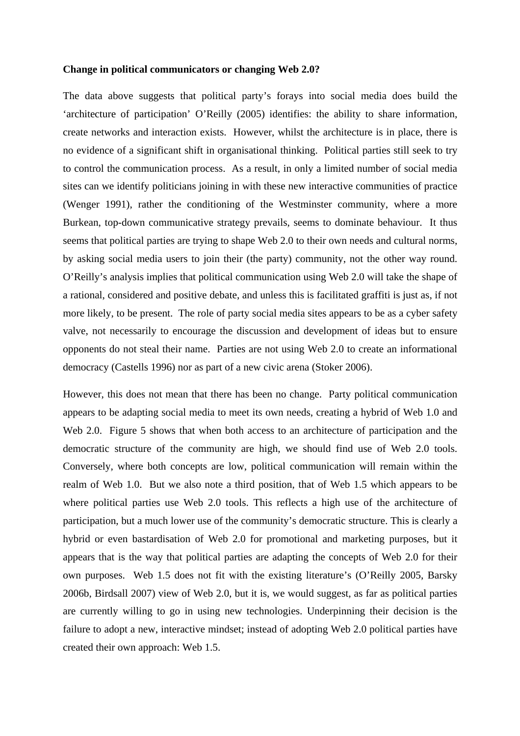**Change in political communicators or changing Web 2.0?**

The data above suggests that political party's forays into social media does build the 'architecture of participation' O'Reilly (2005) identifies: the ability to share information, create networks and interaction exists. However, whilst the architecture is in place, there is no evidence of a significant shift in organisational thinking. Political parties still seek to try to control the communication process. As a result, in only a limited number of social media sites can we identify politicians joining in with these new interactive communities of practice (Wenger 1991), rather the conditioning of the Westminster community, where a more Burkean, top-down communicative strategy prevails, seems to dominate behaviour. It thus seems that political parties are trying to shape Web 2.0 to their own needs and cultural norms, by asking social media users to join their (the party) community, not the other way round. O'Reilly's analysis implies that political communication using Web 2.0 will take the shape of a rational, considered and positive debate, and unless this is facilitated graffiti is just as, if not more likely, to be present. The role of party social media sites appears to be as a cyber safety valve, not necessarily to encourage the discussion and development of ideas but to ensure opponents do not steal their name. Parties are not using Web 2.0 to create an informational democracy (Castells 1996) nor as part of a new civic arena (Stoker 2006).

However, this does not mean that there has been no change. Party political communication appears to be adapting social media to meet its own needs, creating a hybrid of Web 1.0 and Web 2.0. Figure 5 shows that when both access to an architecture of participation and the democratic structure of the community are high, we should find use of Web 2.0 tools. Conversely, where both concepts are low, political communication will remain within the realm of Web 1.0. But we also note a third position, that of Web 1.5 which appears to be where political parties use Web 2.0 tools. This reflects a high use of the architecture of participation, but a much lower use of the community's democratic structure. This is clearly a hybrid or even bastardisation of Web 2.0 for promotional and marketing purposes, but it appears that is the way that political parties are adapting the concepts of Web 2.0 for their own purposes. Web 1.5 does not fit with the existing literature's (O'Reilly 2005, Barsky 2006b, Birdsall 2007) view of Web 2.0, but it is, we would suggest, as far as political parties are currently willing to go in using new technologies. Underpinning their decision is the failure to adopt a new, interactive mindset; instead of adopting Web 2.0 political parties have created their own approach: Web 1.5.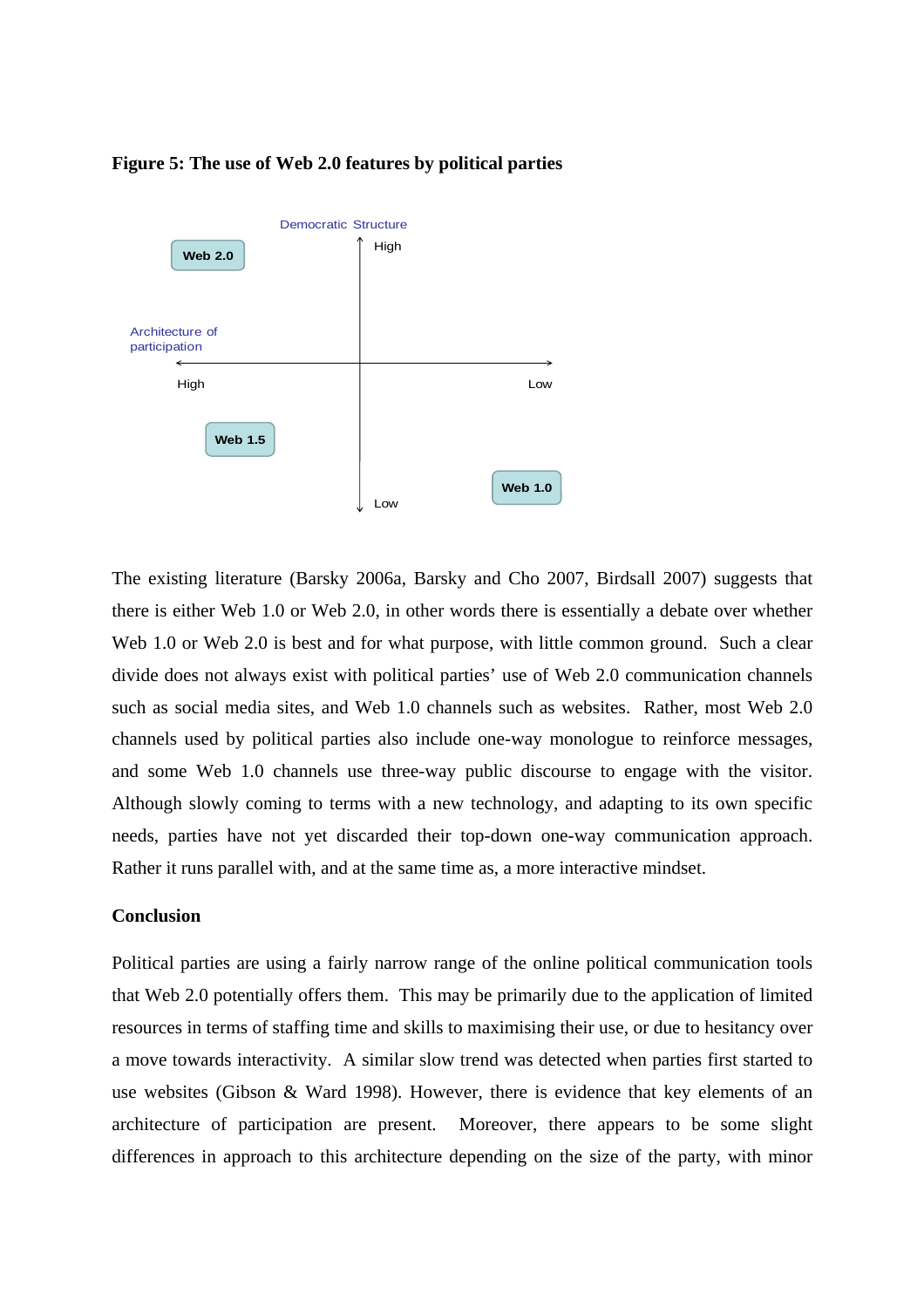**Figure 5: The use of Web 2.0 features by political parties**

Democratic Structure

High

Web 2.0

Architecture of participation

High

Low

Web 1.5

Web 1.0

Low

The existing literature (Barsky 2006a, Barsky and Cho 2007, Birdsall 2007) suggests that there is either Web 1.0 or Web 2.0, in other words there is essentially a debate over whether Web 1.0 or Web 2.0 is best and for what purpose, with little common ground. Such a clear divide does not always exist with political parties' use of Web 2.0 communication channels such as social media sites, and Web 1.0 channels such as websites. Rather, most Web 2.0 channels used by political parties also include one-way monologue to reinforce messages, and some Web 1.0 channels use three-way public discourse to engage with the visitor. Although slowly coming to terms with a new technology, and adapting to its own specific needs, parties have not yet discarded their top-down one-way communication approach. Rather it runs parallel with, and at the same time as, a more interactive mindset.

## Conclusion

Political parties are using a fairly narrow range of the online political communication tools that Web 2.0 potentially offers them. This may be primarily due to the application of limited resources in terms of staffing time and skills to maximising their use, or due to hesitancy over a move towards interactivity. A similar slow trend was detected when parties first started to use websites (Gibson & Ward 1998). However, there is evidence that key elements of an architecture of participation are present. Moreover, there appears to be some slight differences in approach to this architecture depending on the size of the party, with minor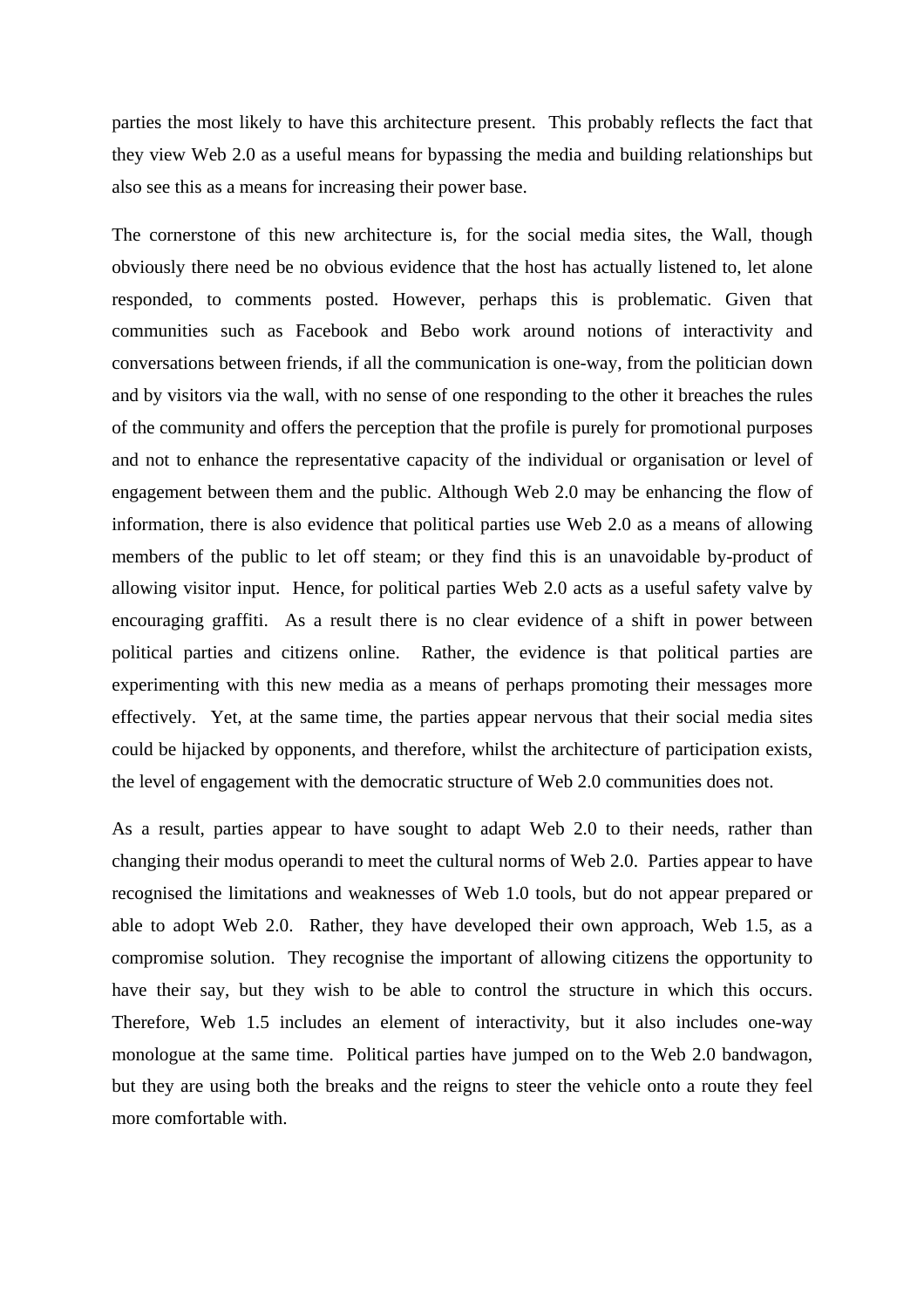parties the most likely to have this architecture present. This probably reflects the fact that they view Web 2.0 as a useful means for bypassing the media and building relationships but also see this as a means for increasing their power base.

The cornerstone of this new architecture is, for the social media sites, the Wall, though obviously there need be no obvious evidence that the host has actually listened to, let alone responded, to comments posted. However, perhaps this is problematic. Given that communities such as Facebook and Bebo work around notions of interactivity and conversations between friends, if all the communication is one-way, from the politician down and by visitors via the wall, with no sense of one responding to the other it breaches the rules of the community and offers the perception that the profile is purely for promotional purposes and not to enhance the representative capacity of the individual or organisation or level of engagement between them and the public. Although Web 2.0 may be enhancing the flow of information, there is also evidence that political parties use Web 2.0 as a means of allowing members of the public to let off steam; or they find this is an unavoidable by-product of allowing visitor input. Hence, for political parties Web 2.0 acts as a useful safety valve by encouraging graffiti. As a result there is no clear evidence of a shift in power between political parties and citizens online. Rather, the evidence is that political parties are experimenting with this new media as a means of perhaps promoting their messages more effectively. Yet, at the same time, the parties appear nervous that their social media sites could be hijacked by opponents, and therefore, whilst the architecture of participation exists, the level of engagement with the democratic structure of Web 2.0 communities does not.

As a result, parties appear to have sought to adapt Web 2.0 to their needs, rather than changing their modus operandi to meet the cultural norms of Web 2.0. Parties appear to have recognised the limitations and weaknesses of Web 1.0 tools, but do not appear prepared or able to adopt Web 2.0. Rather, they have developed their own approach, Web 1.5, as a compromise solution. They recognise the important of allowing citizens the opportunity to have their say, but they wish to be able to control the structure in which this occurs. Therefore, Web 1.5 includes an element of interactivity, but it also includes one-way monologue at the same time. Political parties have jumped on to the Web 2.0 bandwagon, but they are using both the breaks and the reigns to steer the vehicle onto a route they feel more comfortable with.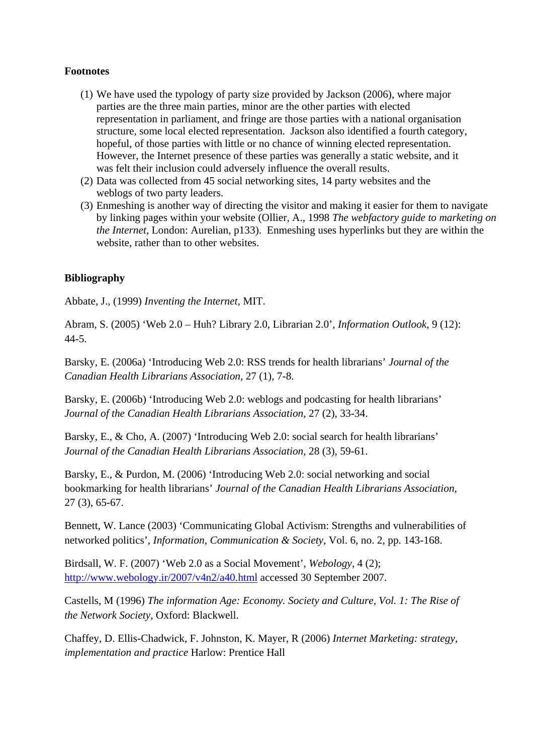**Footnotes**

(1) We have used the typology of party size provided by Jackson (2006), where major parties are the three main parties, minor are the other parties with elected representation in parliament, and fringe are those parties with a national organisation structure, some local elected representation. Jackson also identified a fourth category, hopeful, of those parties with little or no chance of winning elected representation. However, the Internet presence of these parties was generally a static website, and it was felt their inclusion could adversely influence the overall results.

(2) Data was collected from 45 social networking sites, 14 party websites and the weblogs of two party leaders.

(3) Enmeshing is another way of directing the visitor and making it easier for them to navigate by linking pages within your website (Ollier, A., 1998 *The webfactory guide to marketing on the Internet*, London: Aurelian, p133). Enmeshing uses hyperlinks but they are within the website, rather than to other websites.

**Bibliography**

Abbate, J., (1999) *Inventing the Internet*, MIT.

Abram, S. (2005) 'Web 2.0 – Huh? Library 2.0, Librarian 2.0', *Information Outlook*, 9 (12): 44-5.

Barsky, E. (2006a) 'Introducing Web 2.0: RSS trends for health librarians' *Journal of the Canadian Health Librarians Association*, 27 (1), 7-8.

Barsky, E. (2006b) 'Introducing Web 2.0: weblogs and podcasting for health librarians' *Journal of the Canadian Health Librarians Association*, 27 (2), 33-34.

Barsky, E., & Cho, A. (2007) 'Introducing Web 2.0: social search for health librarians' *Journal of the Canadian Health Librarians Association*, 28 (3), 59-61.

Barsky, E., & Purdon, M. (2006) 'Introducing Web 2.0: social networking and social bookmarking for health librarians' *Journal of the Canadian Health Librarians Association*, 27 (3), 65-67.

Bennett, W. Lance (2003) 'Communicating Global Activism: Strengths and vulnerabilities of networked politics', *Information, Communication & Society*, Vol. 6, no. 2, pp. 143-168.

Birdsall, W. F. (2007) 'Web 2.0 as a Social Movement', *Webology*, 4 (2); http://www.webology.ir/2007/v4n2/a40.html accessed 30 September 2007.

Castells, M (1996) *The information Age: Economy. Society and Culture, Vol. 1: The Rise of the Network Society*, Oxford: Blackwell.

Chaffey, D. Ellis-Chadwick, F. Johnston, K. Mayer, R (2006) *Internet Marketing: strategy, implementation and practice* Harlow: Prentice Hall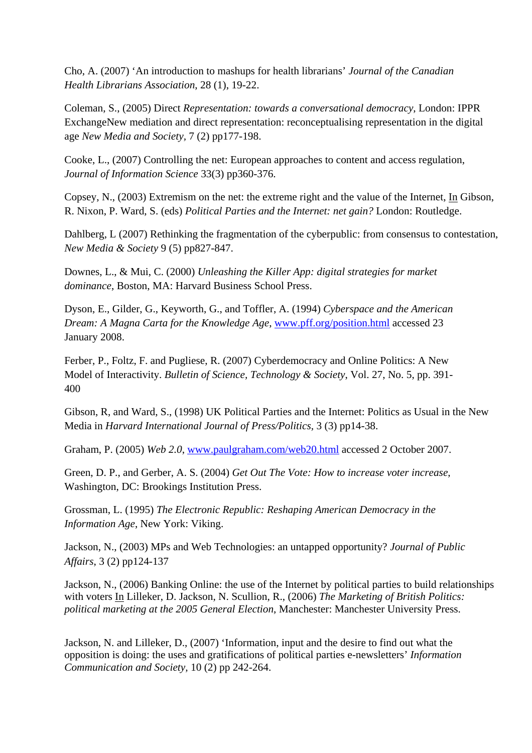Cho, A. (2007) 'An introduction to mashups for health librarians' *Journal of the Canadian Health Librarians Association*, 28 (1), 19-22.

Coleman, S., (2005) Direct *Representation: towards a conversational democracy*, London: IPPR ExchangeNew mediation and direct representation: reconceptualising representation in the digital age *New Media and Society*, 7 (2) pp177-198.

Cooke, L., (2007) Controlling the net: European approaches to content and access regulation, *Journal of Information Science* 33(3) pp360-376.

Copsey, N., (2003) Extremism on the net: the extreme right and the value of the Internet, In Gibson, R. Nixon, P. Ward, S. (eds) *Political Parties and the Internet: net gain?* London: Routledge.

Dahlberg, L (2007) Rethinking the fragmentation of the cyberpublic: from consensus to contestation, *New Media & Society* 9 (5) pp827-847.

Downes, L., & Mui, C. (2000) *Unleashing the Killer App: digital strategies for market dominance*, Boston, MA: Harvard Business School Press.

Dyson, E., Gilder, G., Keyworth, G., and Toffler, A. (1994) *Cyberspace and the American Dream: A Magna Carta for the Knowledge Age*, www.pff.org/position.html accessed 23 January 2008.

Ferber, P., Foltz, F. and Pugliese, R. (2007) Cyberdemocracy and Online Politics: A New Model of Interactivity. *Bulletin of Science, Technology & Society*, Vol. 27, No. 5, pp. 391-400

Gibson, R, and Ward, S., (1998) UK Political Parties and the Internet: Politics as Usual in the New Media in *Harvard International Journal of Press/Politics*, 3 (3) pp14-38.

Graham, P. (2005) *Web 2.0*, www.paulgraham.com/web20.html accessed 2 October 2007.

Green, D. P., and Gerber, A. S. (2004) *Get Out The Vote: How to increase voter increase*, Washington, DC: Brookings Institution Press.

Grossman, L. (1995) *The Electronic Republic: Reshaping American Democracy in the Information Age*, New York: Viking.

Jackson, N., (2003) MPs and Web Technologies: an untapped opportunity? *Journal of Public Affairs*, 3 (2) pp124-137

Jackson, N., (2006) Banking Online: the use of the Internet by political parties to build relationships with voters In Lilleker, D. Jackson, N. Scullion, R., (2006) *The Marketing of British Politics: political marketing at the 2005 General Election*, Manchester: Manchester University Press.

Jackson, N. and Lilleker, D., (2007) 'Information, input and the desire to find out what the opposition is doing: the uses and gratifications of political parties e-newsletters' *Information Communication and Society*, 10 (2) pp 242-264.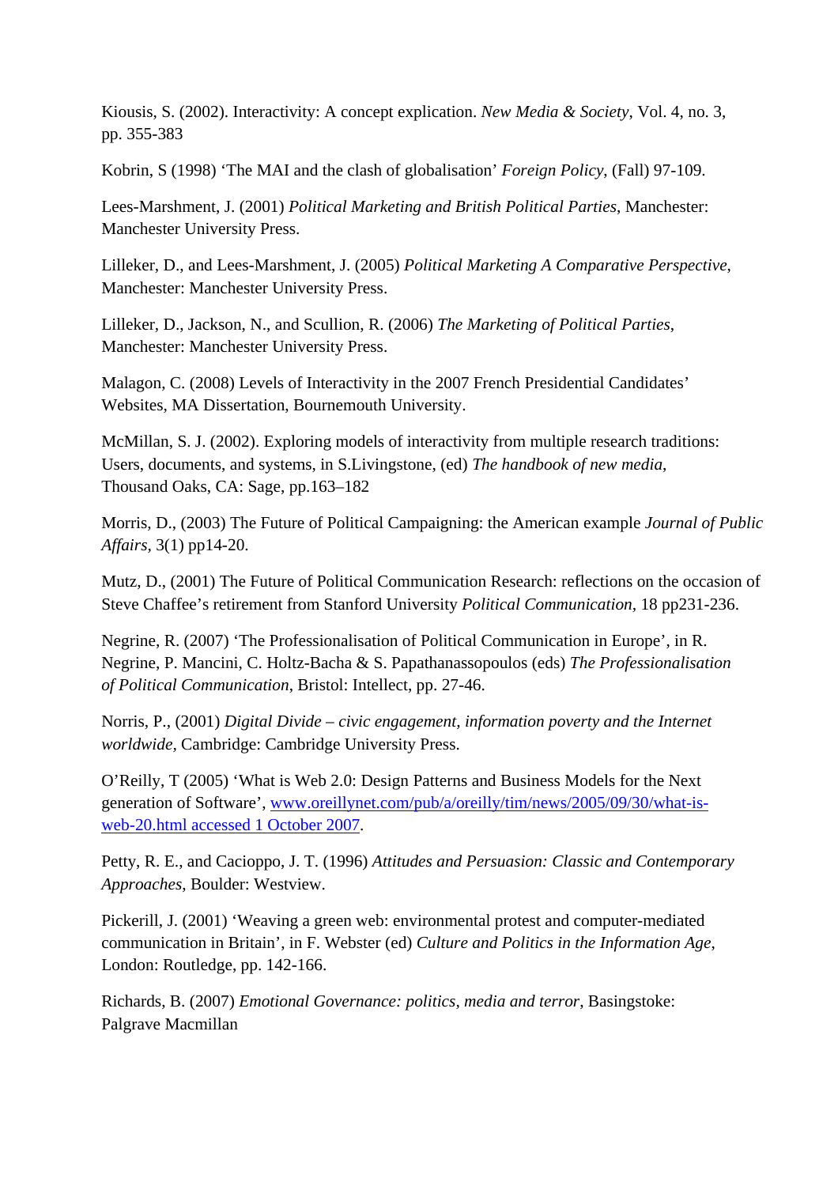Kiousis, S. (2002). Interactivity: A concept explication. *New Media & Society*, Vol. 4, no. 3, pp. 355-383

Kobrin, S (1998) 'The MAI and the clash of globalisation' *Foreign Policy*, (Fall) 97-109.

Lees-Marshment, J. (2001) *Political Marketing and British Political Parties*, Manchester: Manchester University Press.

Lilleker, D., and Lees-Marshment, J. (2005) *Political Marketing A Comparative Perspective*, Manchester: Manchester University Press.

Lilleker, D., Jackson, N., and Scullion, R. (2006) *The Marketing of Political Parties*, Manchester: Manchester University Press.

Malagon, C. (2008) Levels of Interactivity in the 2007 French Presidential Candidates' Websites, MA Dissertation, Bournemouth University.

McMillan, S. J. (2002). Exploring models of interactivity from multiple research traditions: Users, documents, and systems, in S.Livingstone, (ed) *The handbook of new media*, Thousand Oaks, CA: Sage, pp.163–182

Morris, D., (2003) The Future of Political Campaigning: the American example *Journal of Public Affairs*, 3(1) pp14-20.

Mutz, D., (2001) The Future of Political Communication Research: reflections on the occasion of Steve Chaffee's retirement from Stanford University *Political Communication*, 18 pp231-236.

Negrine, R. (2007) 'The Professionalisation of Political Communication in Europe', in R. Negrine, P. Mancini, C. Holtz-Bacha & S. Papathanassopoulos (eds) *The Professionalisation of Political Communication*, Bristol: Intellect, pp. 27-46.

Norris, P., (2001) *Digital Divide – civic engagement, information poverty and the Internet worldwide*, Cambridge: Cambridge University Press.

O'Reilly, T (2005) 'What is Web 2.0: Design Patterns and Business Models for the Next generation of Software', [www.oreillynet.com/pub/a/oreilly/tim/news/2005/09/30/what-is-web-20.html accessed 1 October 2007](www.oreillynet.com/pub/a/oreilly/tim/news/2005/09/30/what-is-web-20.html).

Petty, R. E., and Cacioppo, J. T. (1996) *Attitudes and Persuasion: Classic and Contemporary Approaches*, Boulder: Westview.

Pickerill, J. (2001) 'Weaving a green web: environmental protest and computer-mediated communication in Britain', in F. Webster (ed) *Culture and Politics in the Information Age*, London: Routledge, pp. 142-166.

Richards, B. (2007) *Emotional Governance: politics, media and terror*, Basingstoke: Palgrave Macmillan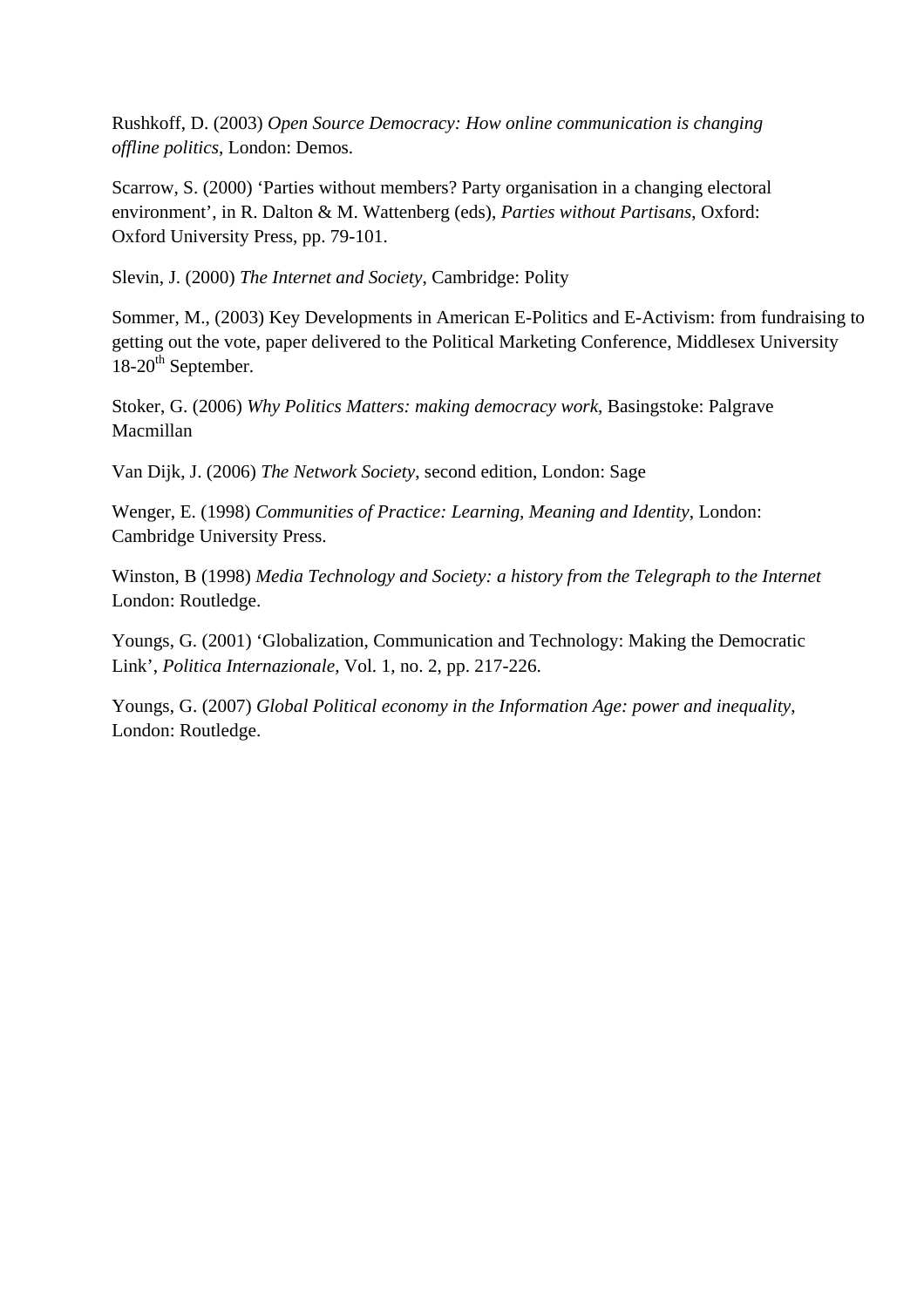Rushkoff, D. (2003) *Open Source Democracy: How online communication is changing offline politics*, London: Demos.

Scarrow, S. (2000) 'Parties without members? Party organisation in a changing electoral environment', in R. Dalton & M. Wattenberg (eds), *Parties without Partisans*, Oxford: Oxford University Press, pp. 79-101.

Slevin, J. (2000) *The Internet and Society*, Cambridge: Polity

Sommer, M., (2003) Key Developments in American E-Politics and E-Activism: from fundraising to getting out the vote, paper delivered to the Political Marketing Conference, Middlesex University 18-20th September.

Stoker, G. (2006) *Why Politics Matters: making democracy work*, Basingstoke: Palgrave Macmillan

Van Dijk, J. (2006) *The Network Society*, second edition, London: Sage

Wenger, E. (1998) *Communities of Practice: Learning, Meaning and Identity*, London: Cambridge University Press.

Winston, B (1998) *Media Technology and Society: a history from the Telegraph to the Internet* London: Routledge.

Youngs, G. (2001) 'Globalization, Communication and Technology: Making the Democratic Link', *Politica Internazionale*, Vol. 1, no. 2, pp. 217-226.

Youngs, G. (2007) *Global Political economy in the Information Age: power and inequality*, London: Routledge.